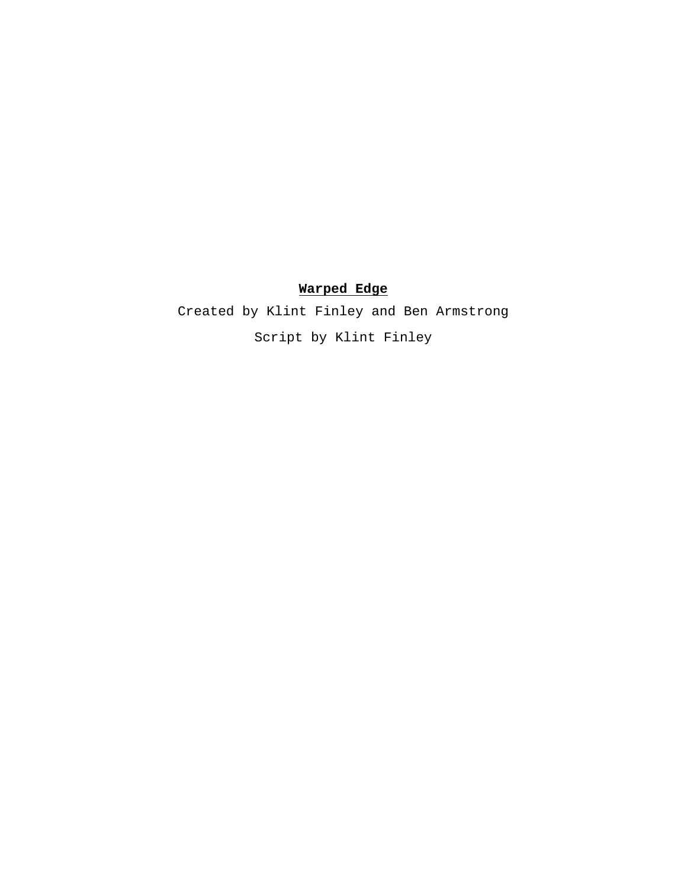# **Warped Edge**

Created by Klint Finley and Ben Armstrong

Script by Klint Finley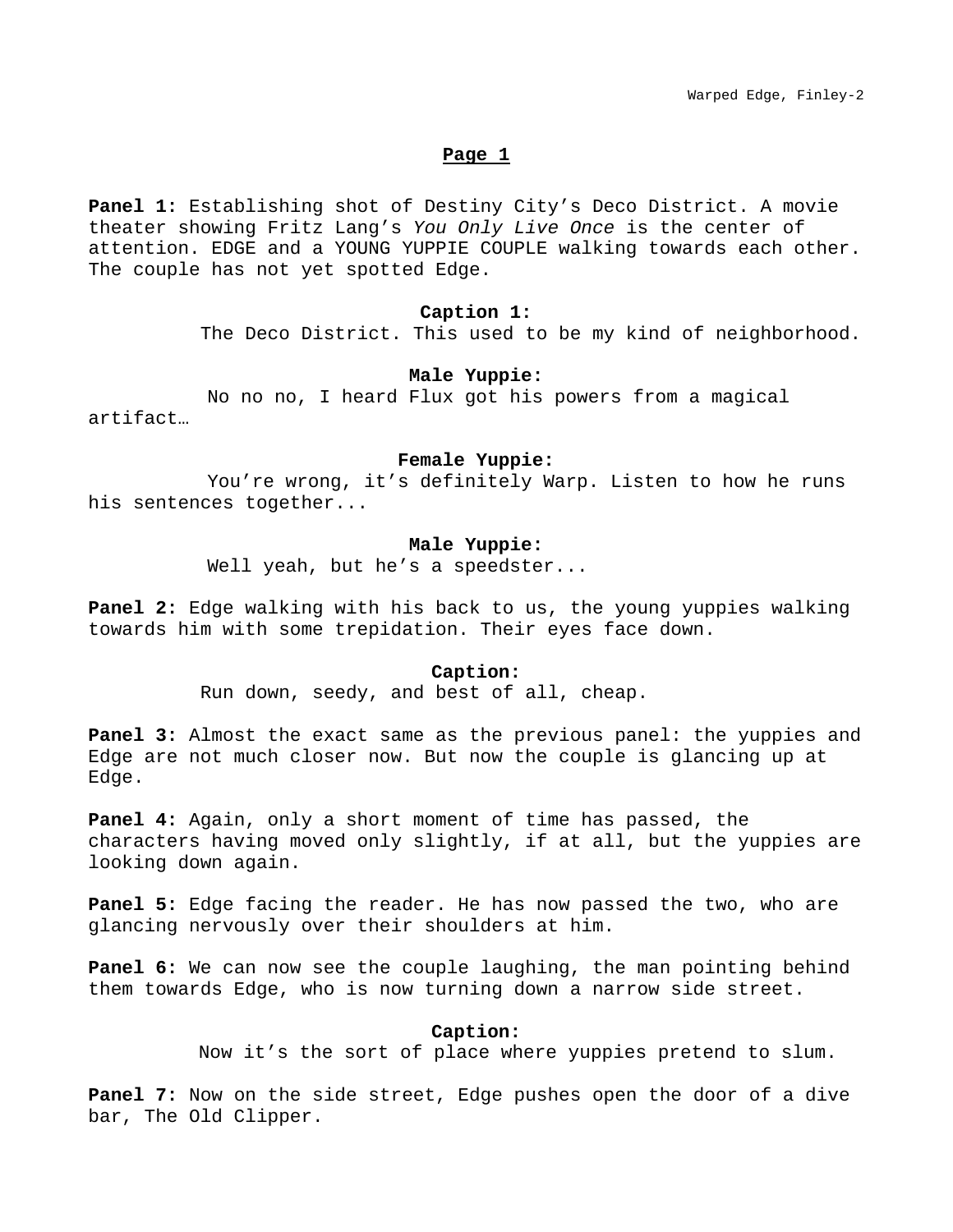## Page 1

**Panel 1:** Establishing shot of Destiny City's Deco District. A movie theater showing Fritz Lang's *You Only Live Once* is the center of attention. EDGE and a YOUNG YUPPIE COUPLE walking towards each other. The couple has not yet spotted Edge.

**Caption 1:**
The Deco District. This used to be my kind of neighborhood.

**Male Yuppie:**
No no no, I heard Flux got his powers from a magical artifact…

**Female Yuppie:**
You're wrong, it's definitely Warp. Listen to how he runs his sentences together...

**Male Yuppie:**
Well yeah, but he's a speedster...

**Panel 2:** Edge walking with his back to us, the young yuppies walking towards him with some trepidation. Their eyes face down.

**Caption:**
Run down, seedy, and best of all, cheap.

**Panel 3:** Almost the exact same as the previous panel: the yuppies and Edge are not much closer now. But now the couple is glancing up at Edge.

**Panel 4:** Again, only a short moment of time has passed, the characters having moved only slightly, if at all, but the yuppies are looking down again.

**Panel 5:** Edge facing the reader. He has now passed the two, who are glancing nervously over their shoulders at him.

**Panel 6:** We can now see the couple laughing, the man pointing behind them towards Edge, who is now turning down a narrow side street.

**Caption:**
Now it's the sort of place where yuppies pretend to slum.

**Panel 7:** Now on the side street, Edge pushes open the door of a dive bar, The Old Clipper.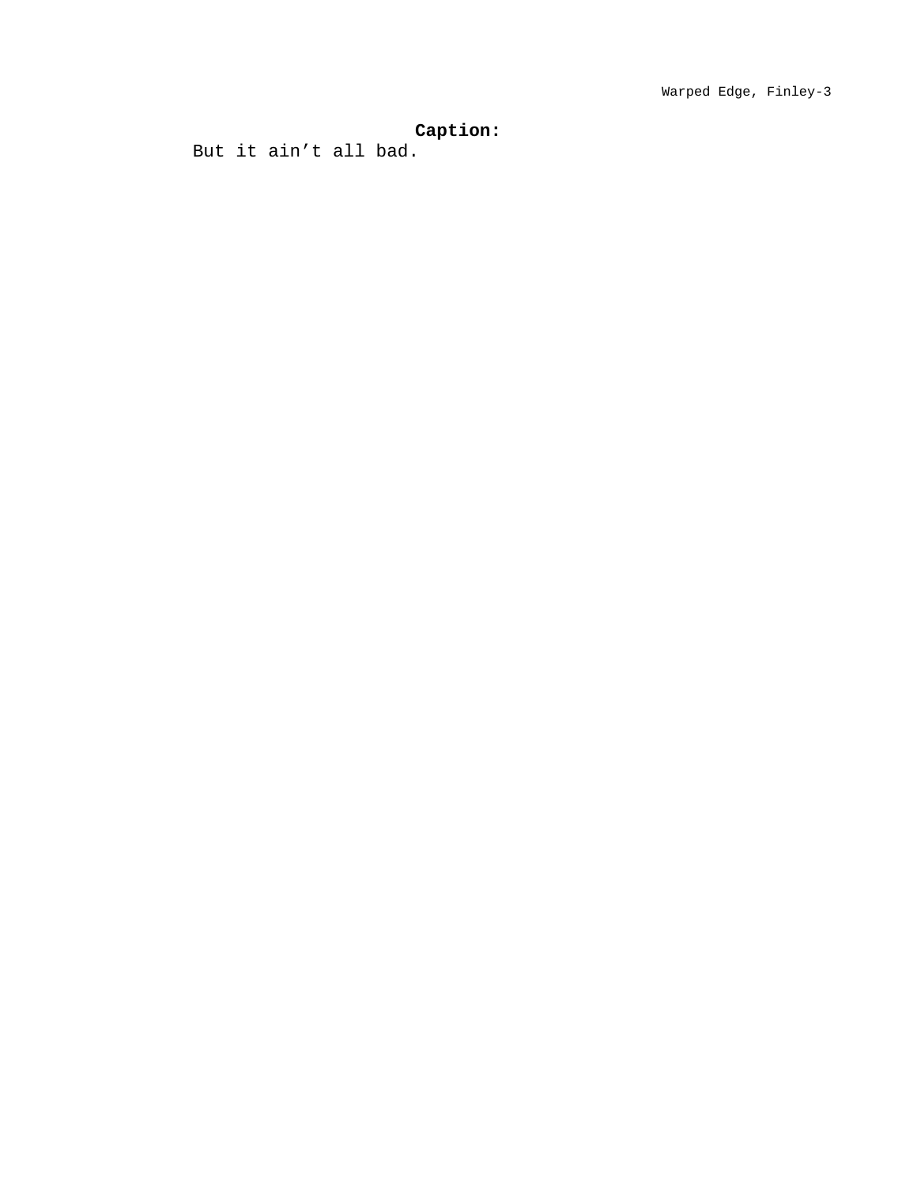**Caption:**

But it ain’t all bad.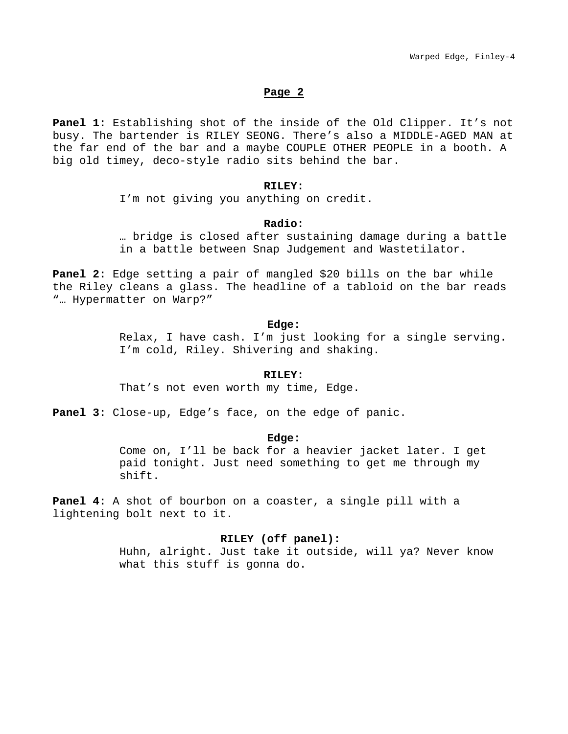## Page 2

**Panel 1:** Establishing shot of the inside of the Old Clipper. It's not busy. The bartender is RILEY SEONG. There's also a MIDDLE-AGED MAN at the far end of the bar and a maybe COUPLE OTHER PEOPLE in a booth. A big old timey, deco-style radio sits behind the bar.

**RILEY:**
I'm not giving you anything on credit.

**Radio:**
… bridge is closed after sustaining damage during a battle in a battle between Snap Judgement and Wastetilator.

**Panel 2:** Edge setting a pair of mangled $20 bills on the bar while the Riley cleans a glass. The headline of a tabloid on the bar reads "… Hypermatter on Warp?"

**Edge:**
Relax, I have cash. I'm just looking for a single serving. I'm cold, Riley. Shivering and shaking.

**RILEY:**
That's not even worth my time, Edge.

**Panel 3:** Close-up, Edge's face, on the edge of panic.

**Edge:**
Come on, I'll be back for a heavier jacket later. I get paid tonight. Just need something to get me through my shift.

**Panel 4:** A shot of bourbon on a coaster, a single pill with a lightening bolt next to it.

**RILEY (off panel):**
Huhn, alright. Just take it outside, will ya? Never know what this stuff is gonna do.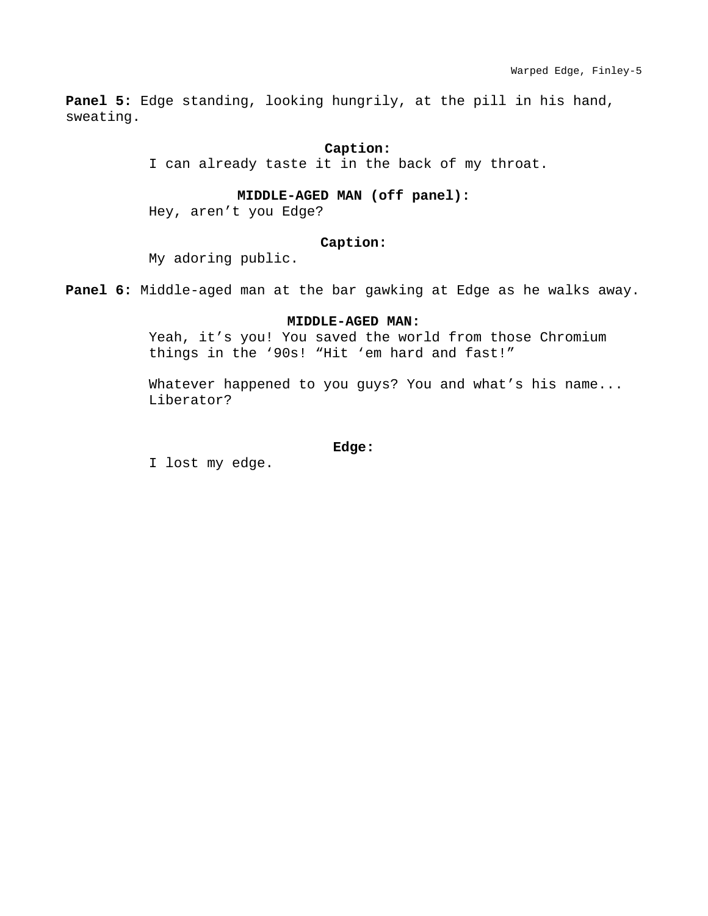**Panel 5:** Edge standing, looking hungrily, at the pill in his hand, sweating.

**Caption:**
I can already taste it in the back of my throat.

**MIDDLE-AGED MAN (off panel):**
Hey, aren't you Edge?

**Caption:**
My adoring public.

**Panel 6:** Middle-aged man at the bar gawking at Edge as he walks away.

**MIDDLE-AGED MAN:**
Yeah, it's you! You saved the world from those Chromium things in the '90s! "Hit 'em hard and fast!"

Whatever happened to you guys? You and what's his name... Liberator?

**Edge:**
I lost my edge.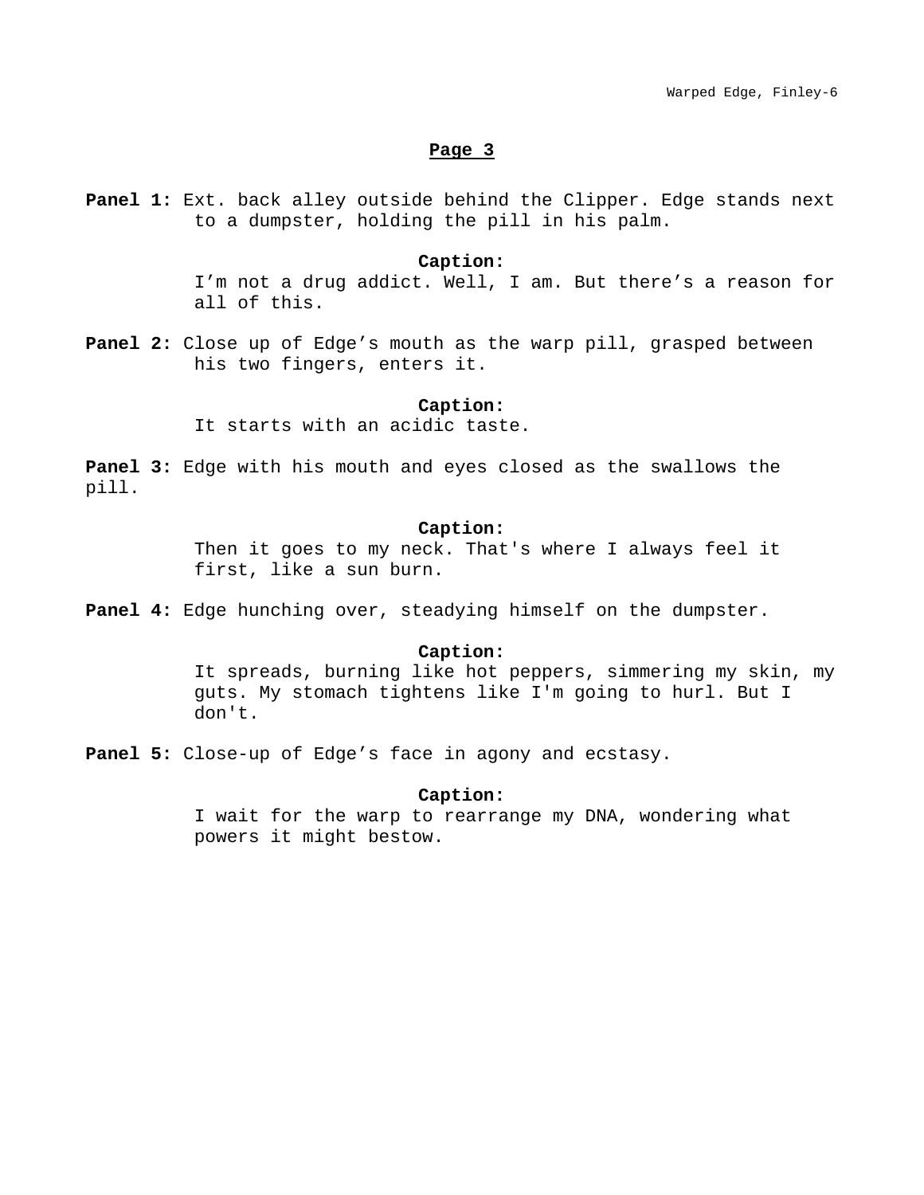## Page 3

**Panel 1:** Ext. back alley outside behind the Clipper. Edge stands next to a dumpster, holding the pill in his palm.

**Caption:**
I’m not a drug addict. Well, I am. But there’s a reason for all of this.

**Panel 2:** Close up of Edge’s mouth as the warp pill, grasped between his two fingers, enters it.

**Caption:**
It starts with an acidic taste.

**Panel 3:** Edge with his mouth and eyes closed as the swallows the pill.

**Caption:**
Then it goes to my neck. That's where I always feel it first, like a sun burn.

**Panel 4:** Edge hunching over, steadying himself on the dumpster.

**Caption:**
It spreads, burning like hot peppers, simmering my skin, my guts. My stomach tightens like I'm going to hurl. But I don't.

**Panel 5:** Close-up of Edge’s face in agony and ecstasy.

**Caption:**
I wait for the warp to rearrange my DNA, wondering what powers it might bestow.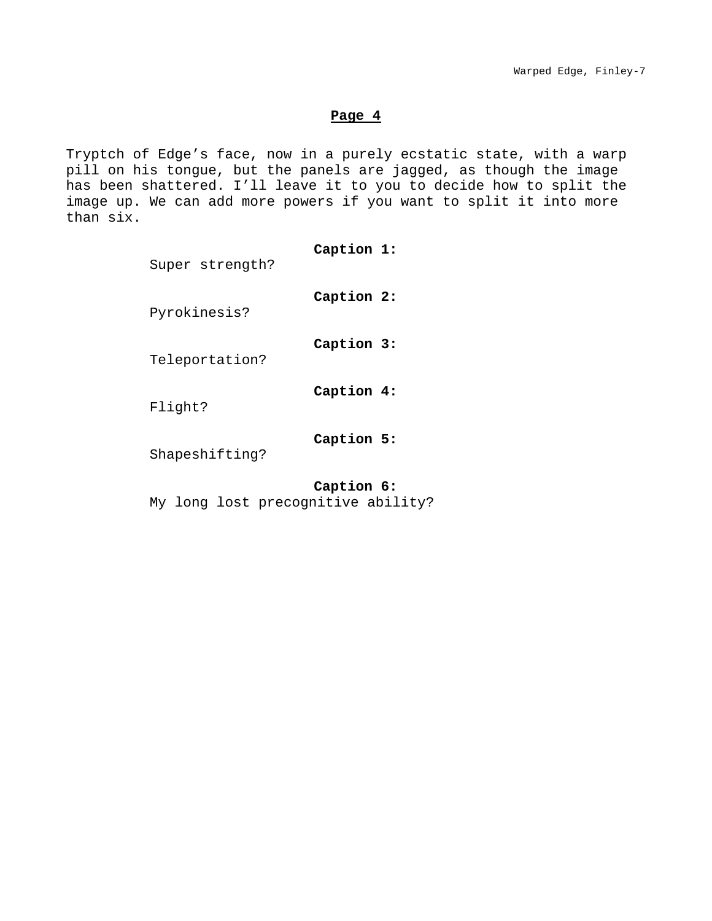## Page 4

Tryptch of Edge's face, now in a purely ecstatic state, with a warp pill on his tongue, but the panels are jagged, as though the image has been shattered. I'll leave it to you to decide how to split the image up. We can add more powers if you want to split it into more than six.

**Caption 1:**
Super strength?

**Caption 2:**
Pyrokinesis?

**Caption 3:**
Teleportation?

**Caption 4:**
Flight?

**Caption 5:**
Shapeshifting?

**Caption 6:**
My long lost precognitive ability?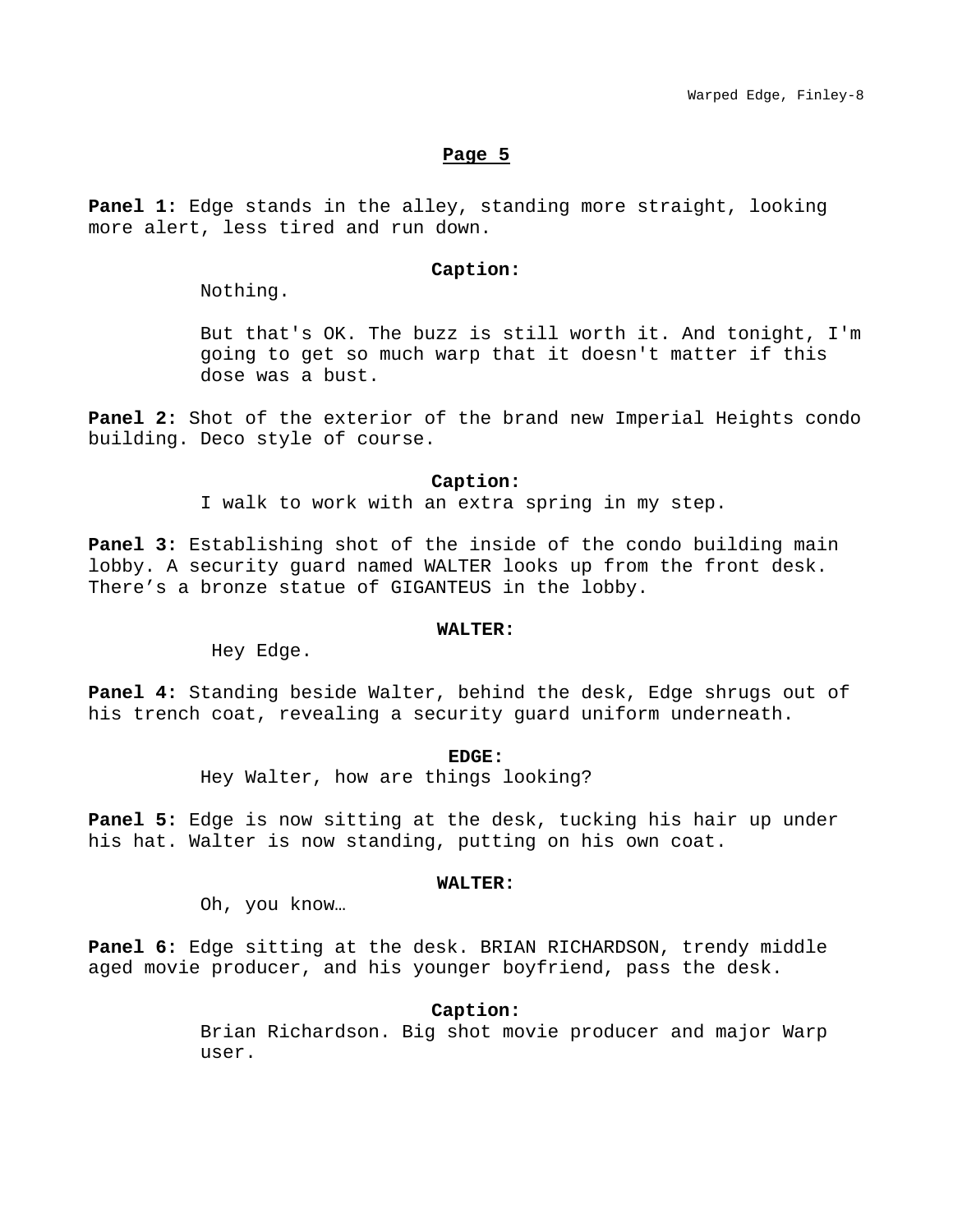## Page 5

**Panel 1:** Edge stands in the alley, standing more straight, looking more alert, less tired and run down.

**Caption:**

Nothing.

But that's OK. The buzz is still worth it. And tonight, I'm going to get so much warp that it doesn't matter if this dose was a bust.

**Panel 2:** Shot of the exterior of the brand new Imperial Heights condo building. Deco style of course.

**Caption:**

I walk to work with an extra spring in my step.

**Panel 3:** Establishing shot of the inside of the condo building main lobby. A security guard named WALTER looks up from the front desk. There's a bronze statue of GIGANTEUS in the lobby.

**WALTER:**

Hey Edge.

**Panel 4:** Standing beside Walter, behind the desk, Edge shrugs out of his trench coat, revealing a security guard uniform underneath.

**EDGE:**

Hey Walter, how are things looking?

**Panel 5:** Edge is now sitting at the desk, tucking his hair up under his hat. Walter is now standing, putting on his own coat.

**WALTER:**

Oh, you know…

**Panel 6:** Edge sitting at the desk. BRIAN RICHARDSON, trendy middle aged movie producer, and his younger boyfriend, pass the desk.

**Caption:**

Brian Richardson. Big shot movie producer and major Warp user.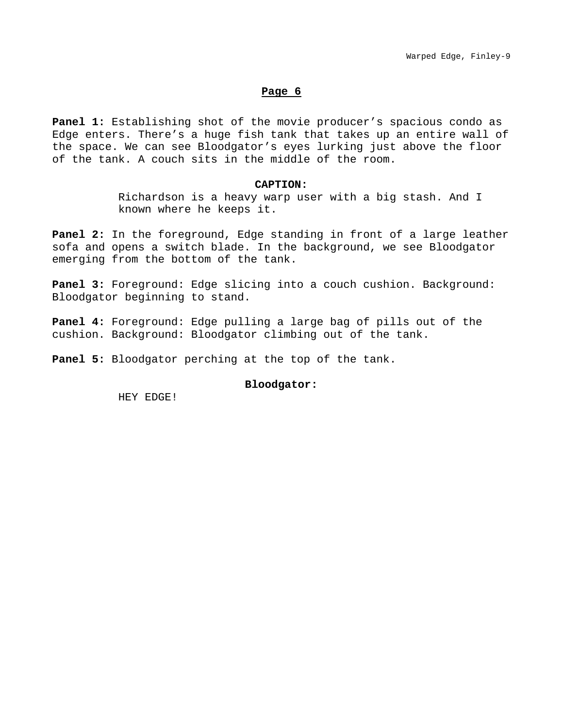## Page 6

**Panel 1:** Establishing shot of the movie producer's spacious condo as Edge enters. There's a huge fish tank that takes up an entire wall of the space. We can see Bloodgator's eyes lurking just above the floor of the tank. A couch sits in the middle of the room.

**CAPTION:**
Richardson is a heavy warp user with a big stash. And I known where he keeps it.

**Panel 2:** In the foreground, Edge standing in front of a large leather sofa and opens a switch blade. In the background, we see Bloodgator emerging from the bottom of the tank.

**Panel 3:** Foreground: Edge slicing into a couch cushion. Background: Bloodgator beginning to stand.

**Panel 4:** Foreground: Edge pulling a large bag of pills out of the cushion. Background: Bloodgator climbing out of the tank.

**Panel 5:** Bloodgator perching at the top of the tank.

**Bloodgator:**
HEY EDGE!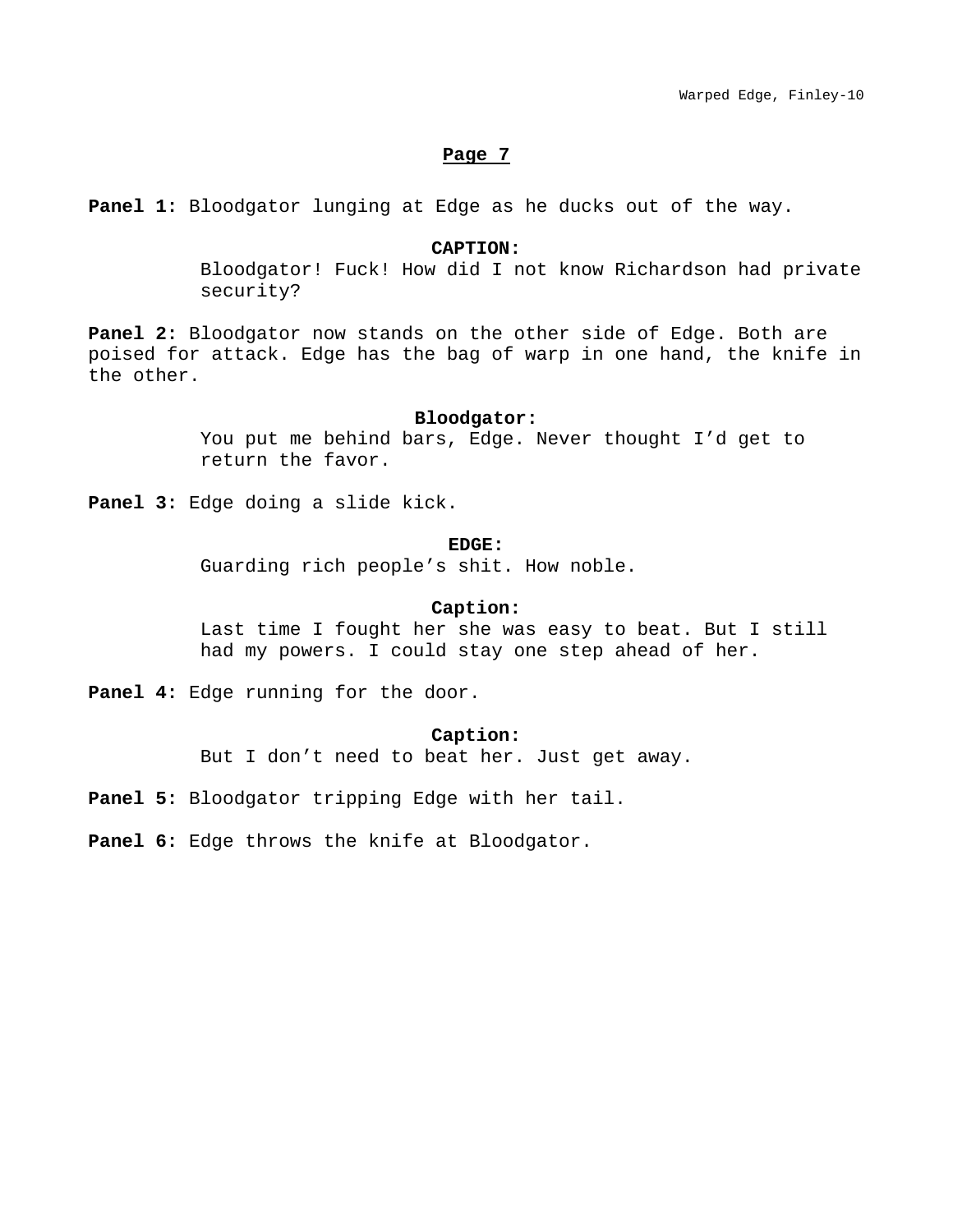## Page 7

**Panel 1:** Bloodgator lunging at Edge as he ducks out of the way.

**CAPTION:**
Bloodgator! Fuck! How did I not know Richardson had private security?

**Panel 2:** Bloodgator now stands on the other side of Edge. Both are poised for attack. Edge has the bag of warp in one hand, the knife in the other.

**Bloodgator:**
You put me behind bars, Edge. Never thought I'd get to return the favor.

**Panel 3:** Edge doing a slide kick.

**EDGE:**
Guarding rich people's shit. How noble.

**Caption:**
Last time I fought her she was easy to beat. But I still had my powers. I could stay one step ahead of her.

**Panel 4:** Edge running for the door.

**Caption:**
But I don't need to beat her. Just get away.

**Panel 5:** Bloodgator tripping Edge with her tail.

**Panel 6:** Edge throws the knife at Bloodgator.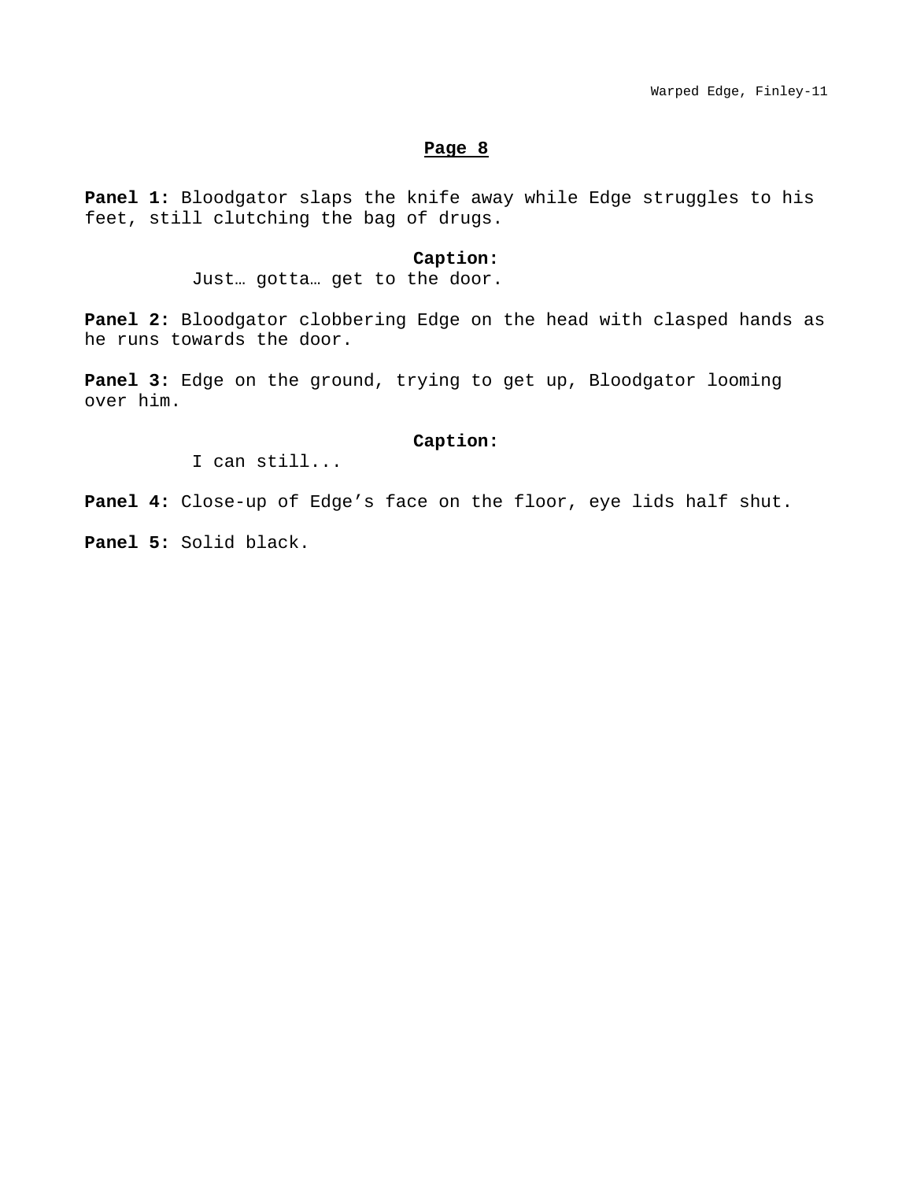**Page 8**

**Panel 1:** Bloodgator slaps the knife away while Edge struggles to his feet, still clutching the bag of drugs.

**Caption:**
Just… gotta… get to the door.

**Panel 2:** Bloodgator clobbering Edge on the head with clasped hands as he runs towards the door.

**Panel 3:** Edge on the ground, trying to get up, Bloodgator looming over him.

**Caption:**
I can still...

**Panel 4:** Close-up of Edge's face on the floor, eye lids half shut.

**Panel 5:** Solid black.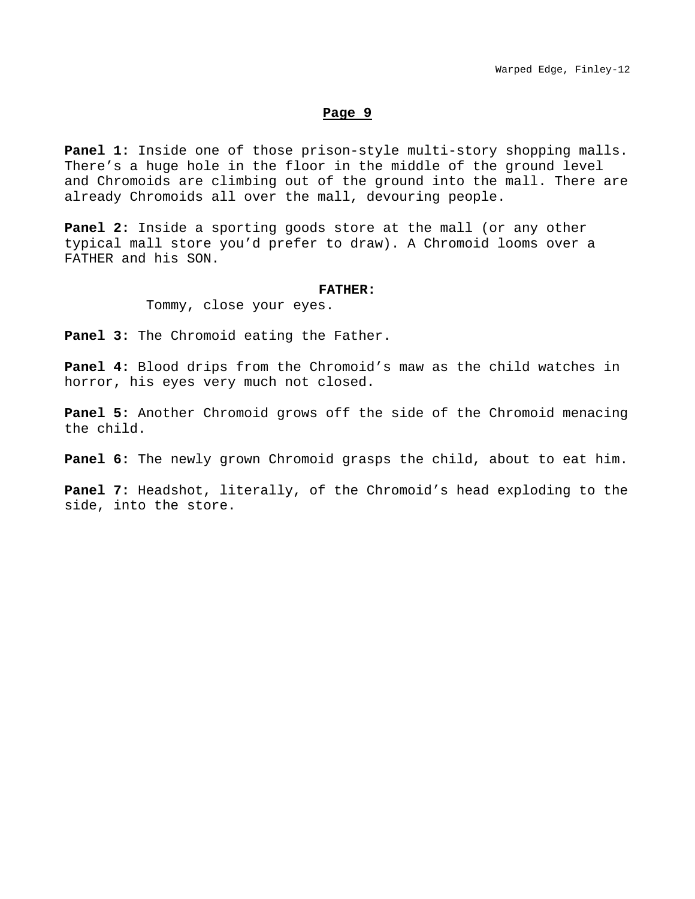## Page 9

**Panel 1:** Inside one of those prison-style multi-story shopping malls. There's a huge hole in the floor in the middle of the ground level and Chromoids are climbing out of the ground into the mall. There are already Chromoids all over the mall, devouring people.

**Panel 2:** Inside a sporting goods store at the mall (or any other typical mall store you'd prefer to draw). A Chromoid looms over a FATHER and his SON.

**FATHER:**
Tommy, close your eyes.

**Panel 3:** The Chromoid eating the Father.

**Panel 4:** Blood drips from the Chromoid's maw as the child watches in horror, his eyes very much not closed.

**Panel 5:** Another Chromoid grows off the side of the Chromoid menacing the child.

**Panel 6:** The newly grown Chromoid grasps the child, about to eat him.

**Panel 7:** Headshot, literally, of the Chromoid's head exploding to the side, into the store.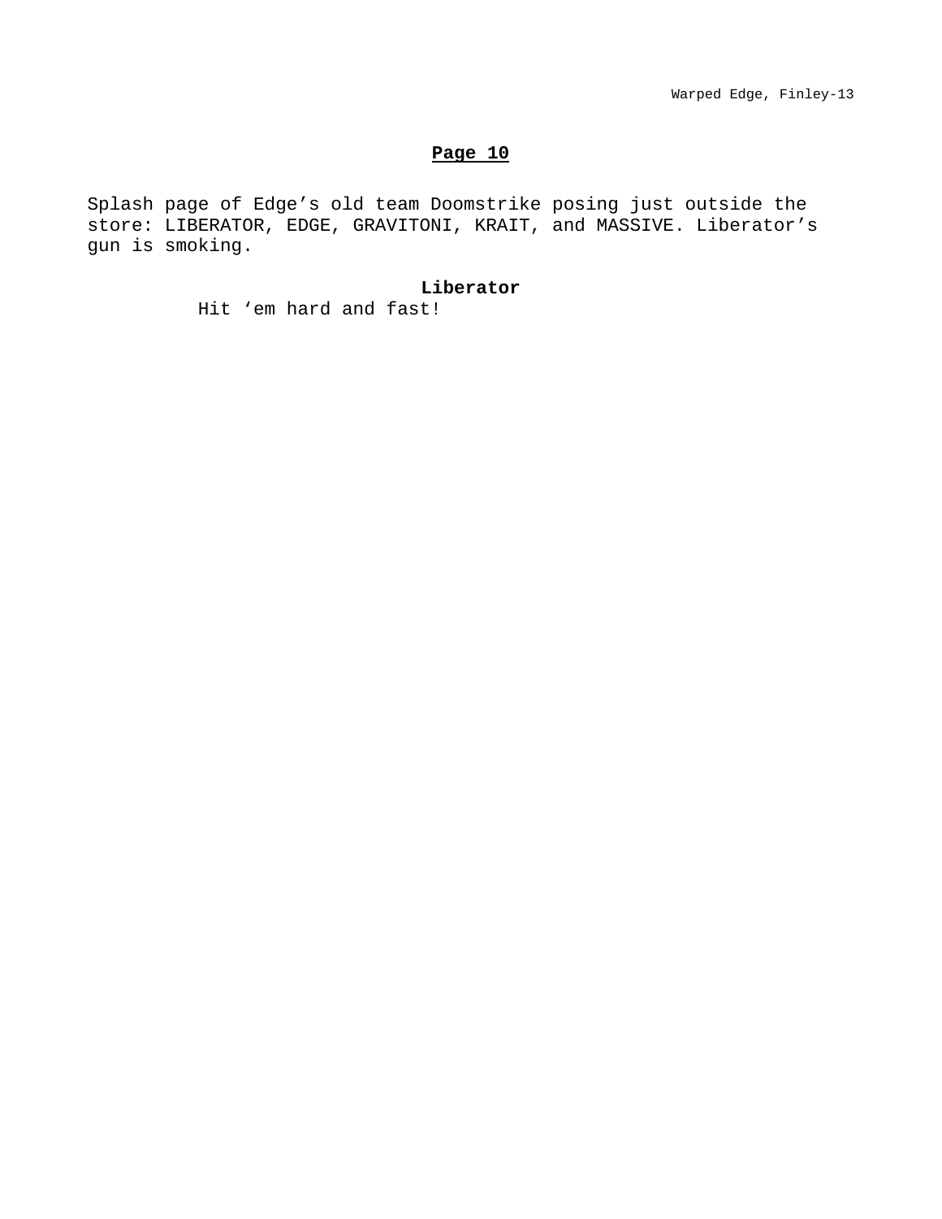## Page 10

Splash page of Edge's old team Doomstrike posing just outside the store: LIBERATOR, EDGE, GRAVITONI, KRAIT, and MASSIVE. Liberator's gun is smoking.

**Liberator**

Hit 'em hard and fast!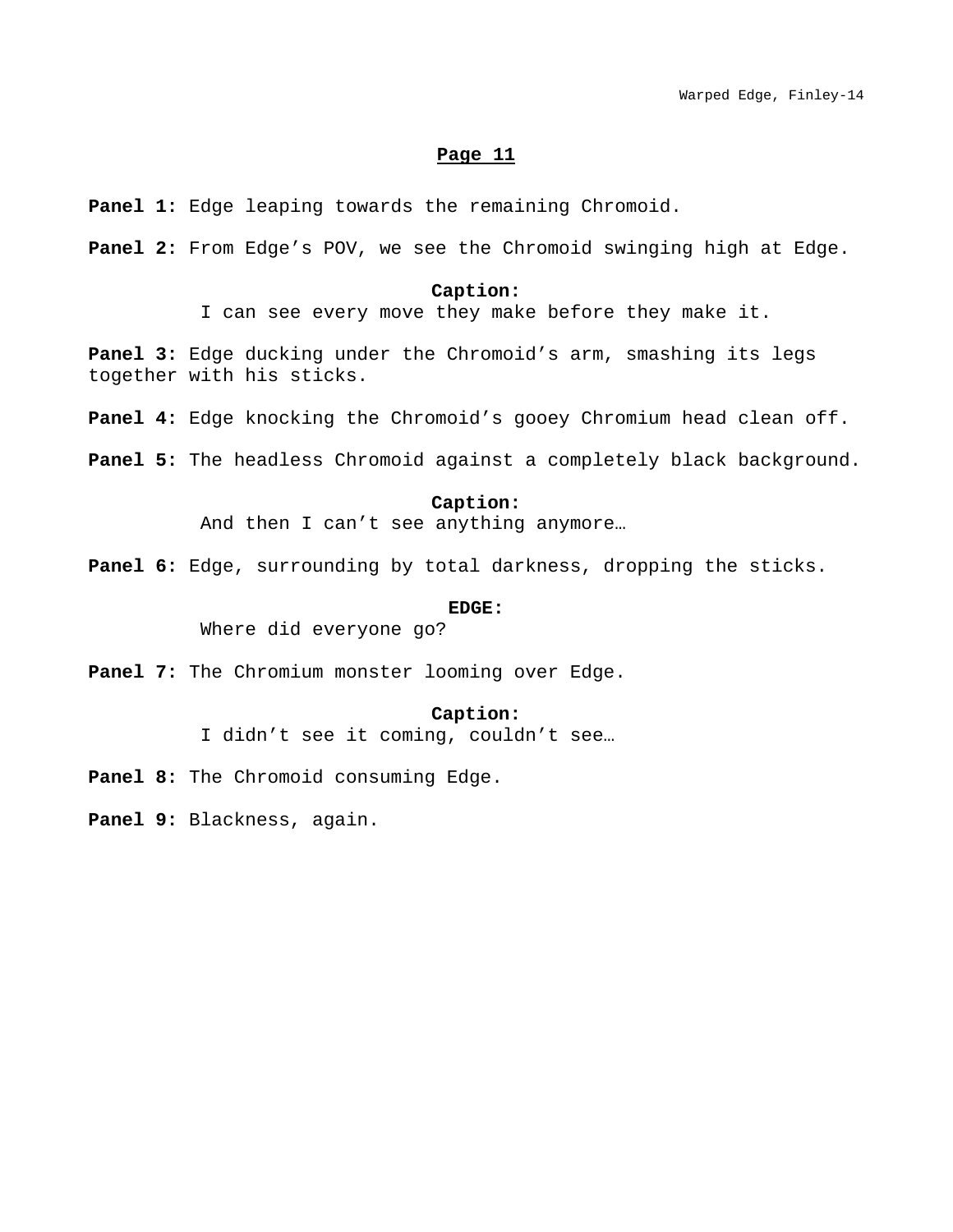## Page 11

**Panel 1:** Edge leaping towards the remaining Chromoid.

**Panel 2:** From Edge's POV, we see the Chromoid swinging high at Edge.

**Caption:**
I can see every move they make before they make it.

**Panel 3:** Edge ducking under the Chromoid's arm, smashing its legs together with his sticks.

**Panel 4:** Edge knocking the Chromoid's gooey Chromium head clean off.

**Panel 5:** The headless Chromoid against a completely black background.

**Caption:**
And then I can't see anything anymore…

**Panel 6:** Edge, surrounding by total darkness, dropping the sticks.

**EDGE:**
Where did everyone go?

**Panel 7:** The Chromium monster looming over Edge.

**Caption:**
I didn't see it coming, couldn't see…

**Panel 8:** The Chromoid consuming Edge.

**Panel 9:** Blackness, again.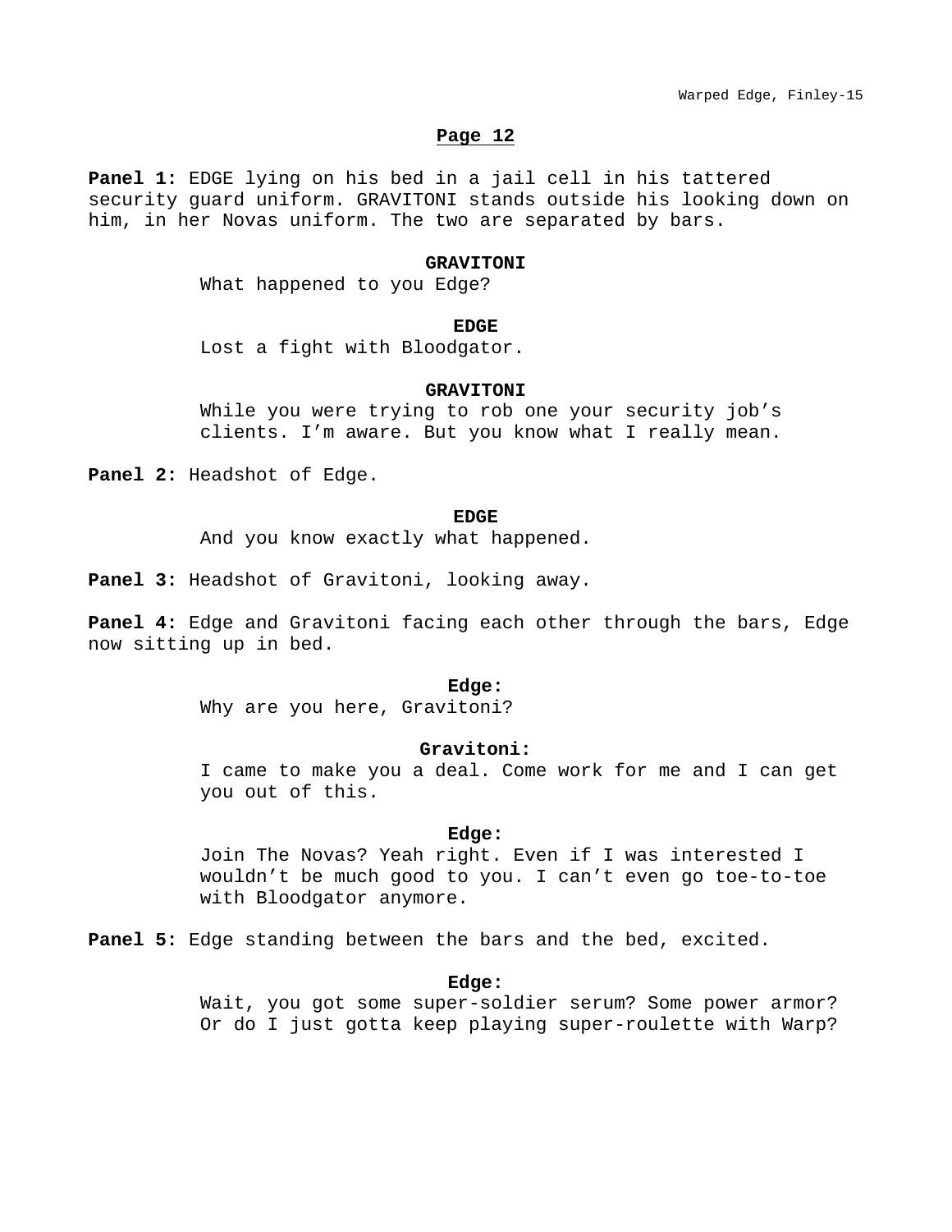## Page 12

**Panel 1:** EDGE lying on his bed in a jail cell in his tattered security guard uniform. GRAVITONI stands outside his looking down on him, in her Novas uniform. The two are separated by bars.

**GRAVITONI**
What happened to you Edge?

**EDGE**
Lost a fight with Bloodgator.

**GRAVITONI**
While you were trying to rob one your security job's clients. I'm aware. But you know what I really mean.

**Panel 2:** Headshot of Edge.

**EDGE**
And you know exactly what happened.

**Panel 3:** Headshot of Gravitoni, looking away.

**Panel 4:** Edge and Gravitoni facing each other through the bars, Edge now sitting up in bed.

**Edge:**
Why are you here, Gravitoni?

**Gravitoni:**
I came to make you a deal. Come work for me and I can get you out of this.

**Edge:**
Join The Novas? Yeah right. Even if I was interested I wouldn't be much good to you. I can't even go toe-to-toe with Bloodgator anymore.

**Panel 5:** Edge standing between the bars and the bed, excited.

**Edge:**
Wait, you got some super-soldier serum? Some power armor? Or do I just gotta keep playing super-roulette with Warp?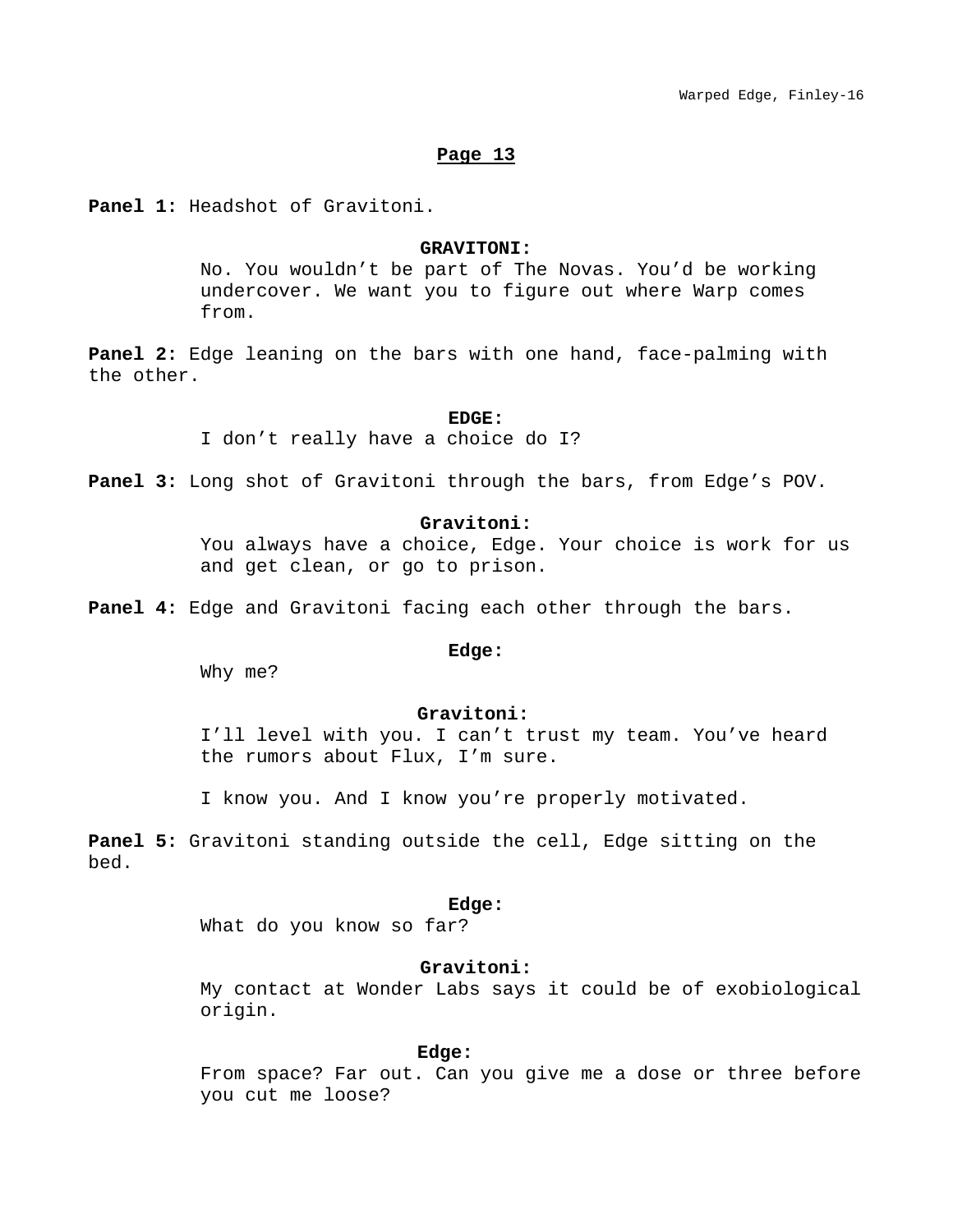## Page 13

**Panel 1:** Headshot of Gravitoni.

**GRAVITONI:**
No. You wouldn't be part of The Novas. You'd be working undercover. We want you to figure out where Warp comes from.

**Panel 2:** Edge leaning on the bars with one hand, face-palming with the other.

**EDGE:**
I don't really have a choice do I?

**Panel 3:** Long shot of Gravitoni through the bars, from Edge's POV.

**Gravitoni:**
You always have a choice, Edge. Your choice is work for us and get clean, or go to prison.

**Panel 4:** Edge and Gravitoni facing each other through the bars.

**Edge:**
Why me?

**Gravitoni:**
I'll level with you. I can't trust my team. You've heard the rumors about Flux, I'm sure.

I know you. And I know you're properly motivated.

**Panel 5:** Gravitoni standing outside the cell, Edge sitting on the bed.

**Edge:**
What do you know so far?

**Gravitoni:**
My contact at Wonder Labs says it could be of exobiological origin.

**Edge:**
From space? Far out. Can you give me a dose or three before you cut me loose?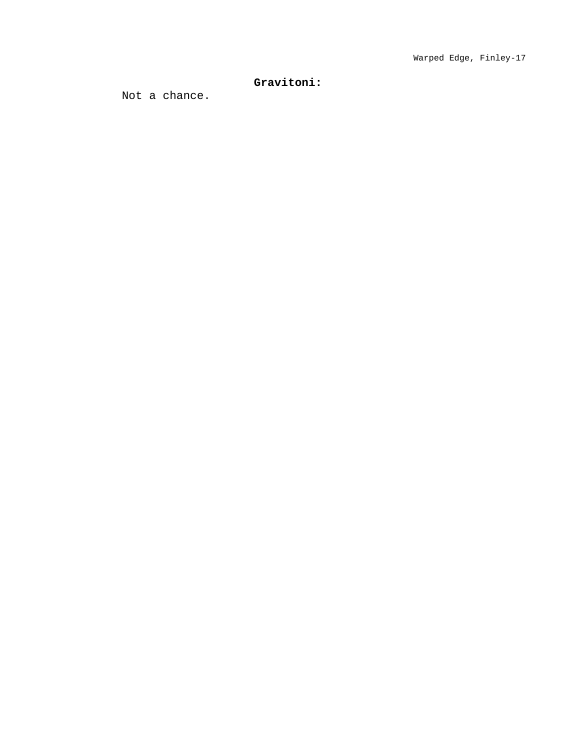**Gravitoni:**

Not a chance.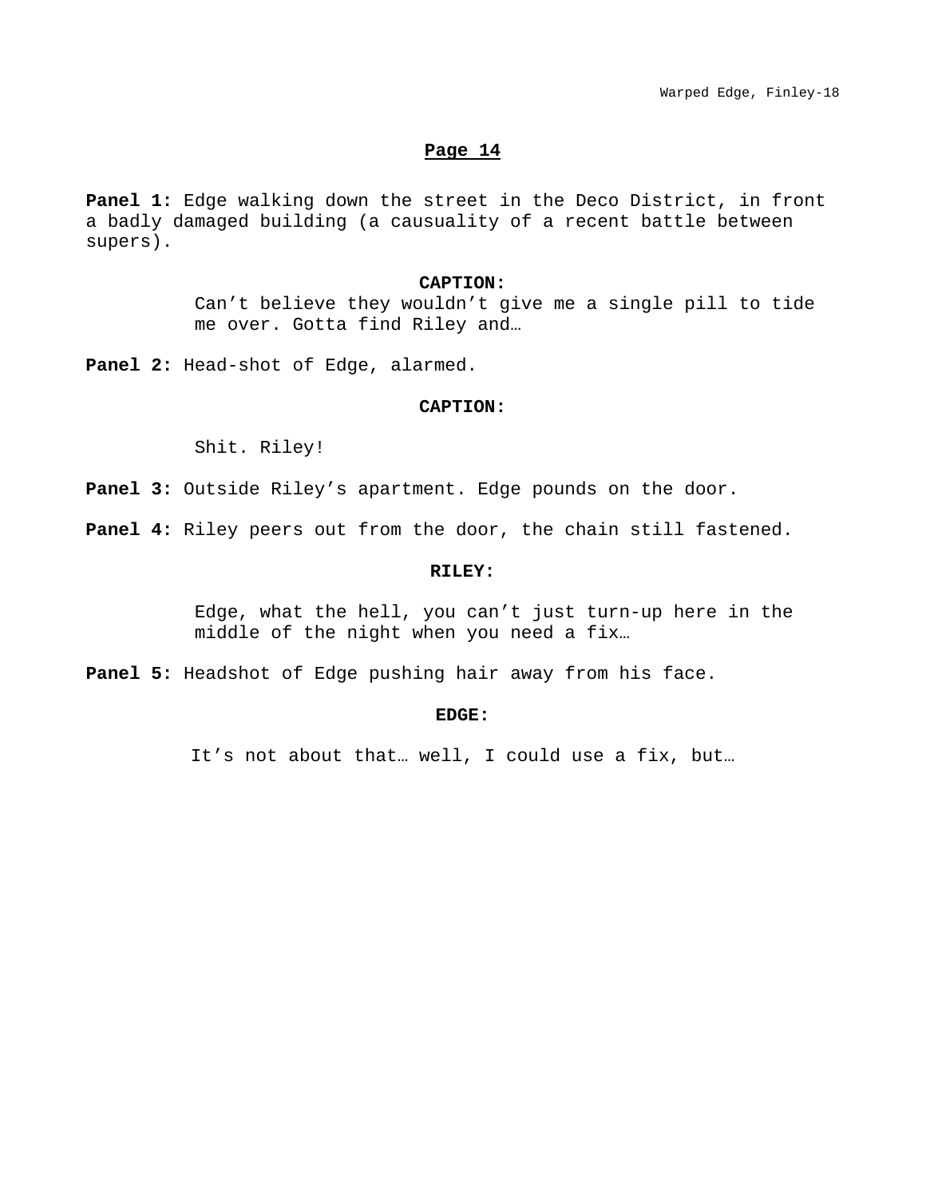## Page 14

**Panel 1:** Edge walking down the street in the Deco District, in front a badly damaged building (a causuality of a recent battle between supers).

**CAPTION:**

Can't believe they wouldn't give me a single pill to tide me over. Gotta find Riley and…

**Panel 2:** Head-shot of Edge, alarmed.

**CAPTION:**

Shit. Riley!

**Panel 3:** Outside Riley's apartment. Edge pounds on the door.

**Panel 4:** Riley peers out from the door, the chain still fastened.

**RILEY:**

Edge, what the hell, you can't just turn-up here in the middle of the night when you need a fix…

**Panel 5:** Headshot of Edge pushing hair away from his face.

**EDGE:**

It's not about that… well, I could use a fix, but…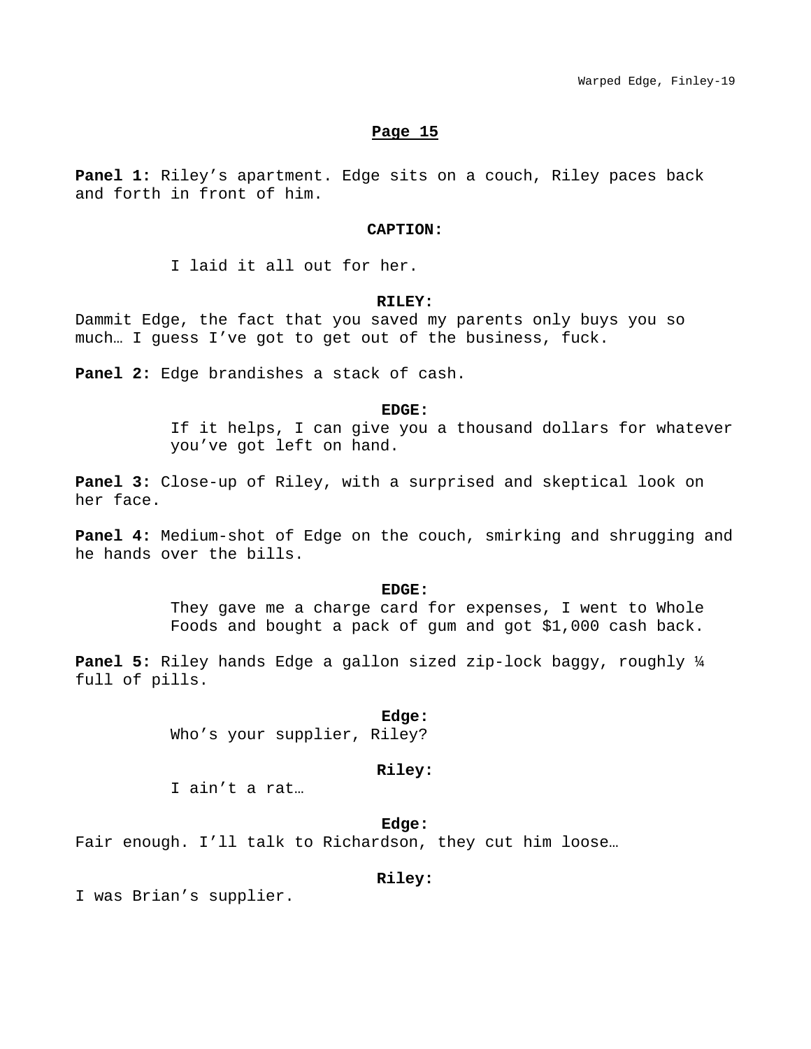## Page 15

**Panel 1:** Riley's apartment. Edge sits on a couch, Riley paces back and forth in front of him.

**CAPTION:**

I laid it all out for her.

**RILEY:**

Dammit Edge, the fact that you saved my parents only buys you so much… I guess I've got to get out of the business, fuck.

**Panel 2:** Edge brandishes a stack of cash.

**EDGE:**

If it helps, I can give you a thousand dollars for whatever you've got left on hand.

**Panel 3:** Close-up of Riley, with a surprised and skeptical look on her face.

**Panel 4:** Medium-shot of Edge on the couch, smirking and shrugging and he hands over the bills.

**EDGE:**

They gave me a charge card for expenses, I went to Whole Foods and bought a pack of gum and got $1,000 cash back.

**Panel 5:** Riley hands Edge a gallon sized zip-lock baggy, roughly ¼ full of pills.

**Edge:**

Who's your supplier, Riley?

**Riley:**

I ain't a rat…

**Edge:**

Fair enough. I'll talk to Richardson, they cut him loose…

**Riley:**

I was Brian's supplier.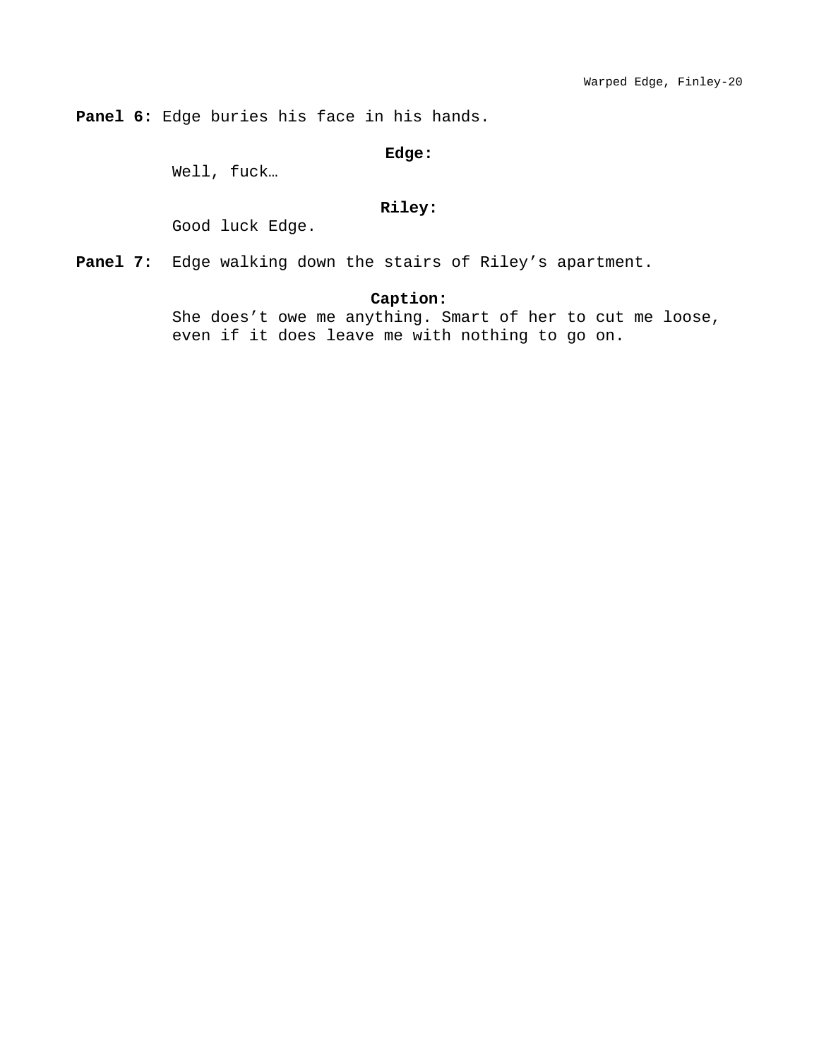**Panel 6:** Edge buries his face in his hands.

**Edge:**
Well, fuck…

**Riley:**
Good luck Edge.

**Panel 7:** Edge walking down the stairs of Riley's apartment.

**Caption:**
She does't owe me anything. Smart of her to cut me loose, even if it does leave me with nothing to go on.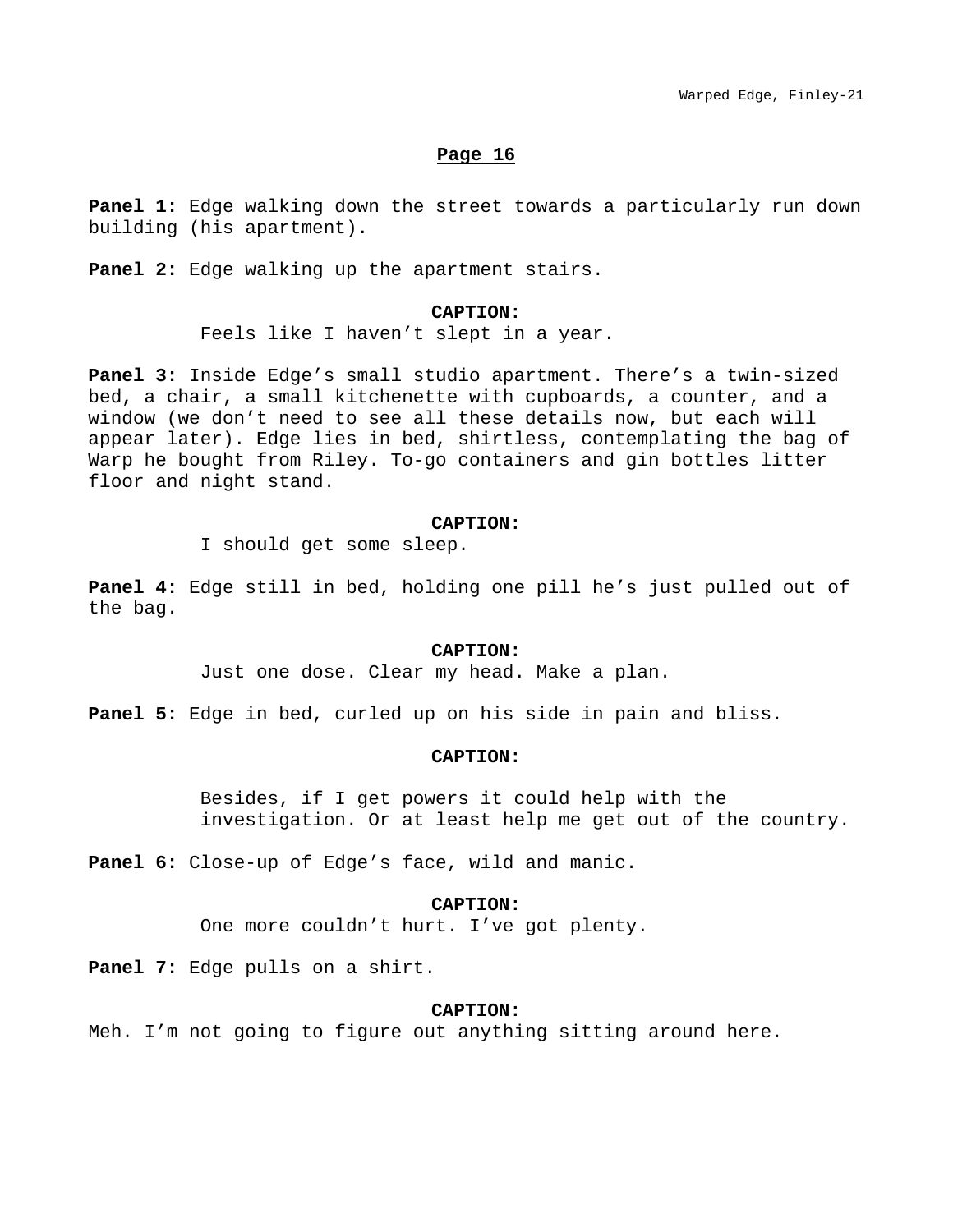## Page 16

**Panel 1:** Edge walking down the street towards a particularly run down building (his apartment).

**Panel 2:** Edge walking up the apartment stairs.

**CAPTION:**
Feels like I haven’t slept in a year.

**Panel 3:** Inside Edge’s small studio apartment. There’s a twin-sized bed, a chair, a small kitchenette with cupboards, a counter, and a window (we don’t need to see all these details now, but each will appear later). Edge lies in bed, shirtless, contemplating the bag of Warp he bought from Riley. To-go containers and gin bottles litter floor and night stand.

**CAPTION:**
I should get some sleep.

**Panel 4:** Edge still in bed, holding one pill he’s just pulled out of the bag.

**CAPTION:**
Just one dose. Clear my head. Make a plan.

**Panel 5:** Edge in bed, curled up on his side in pain and bliss.

**CAPTION:**

Besides, if I get powers it could help with the investigation. Or at least help me get out of the country.

**Panel 6:** Close-up of Edge’s face, wild and manic.

**CAPTION:**
One more couldn’t hurt. I’ve got plenty.

**Panel 7:** Edge pulls on a shirt.

**CAPTION:**
Meh. I’m not going to figure out anything sitting around here.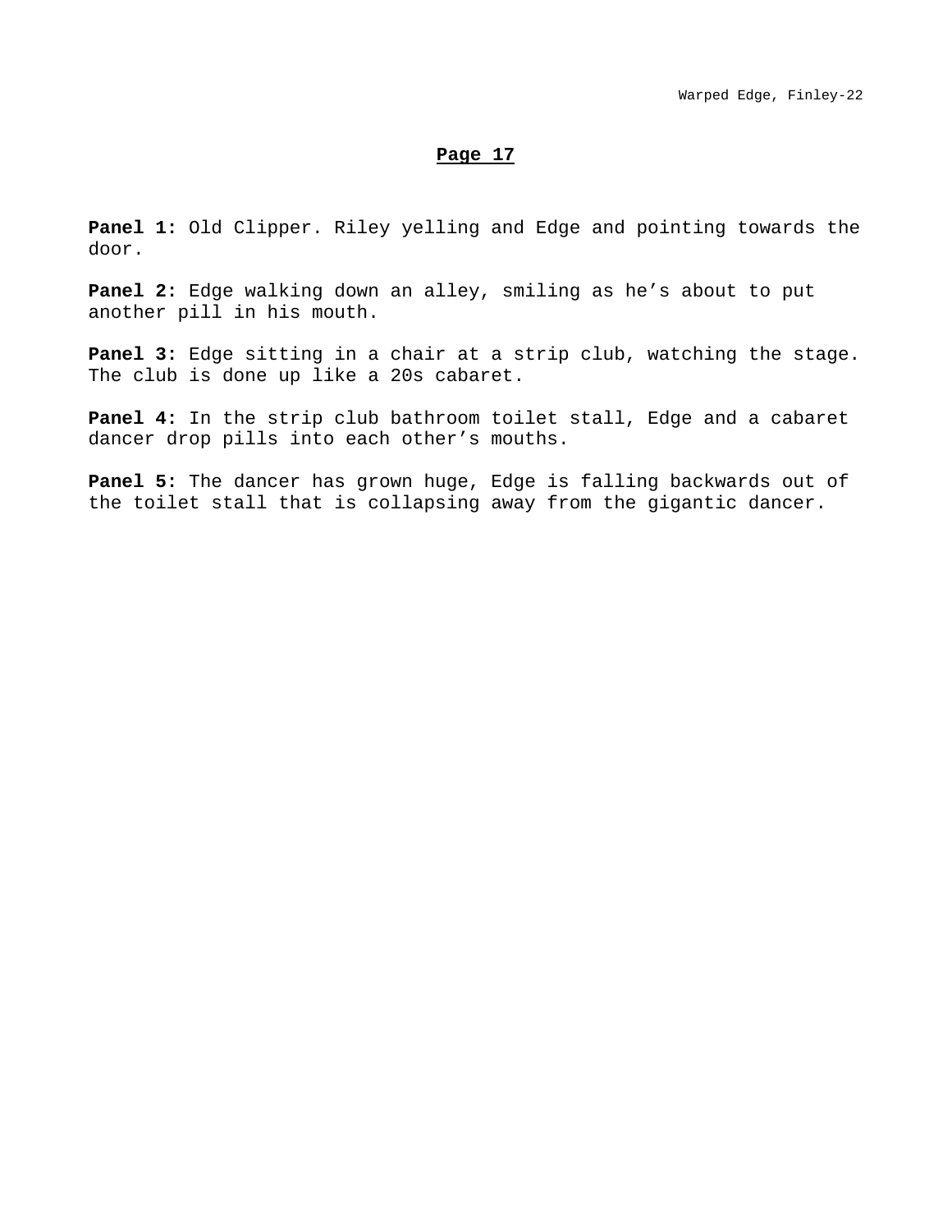## Page 17

**Panel 1:** Old Clipper. Riley yelling and Edge and pointing towards the door.

**Panel 2:** Edge walking down an alley, smiling as he’s about to put another pill in his mouth.

**Panel 3:** Edge sitting in a chair at a strip club, watching the stage. The club is done up like a 20s cabaret.

**Panel 4:** In the strip club bathroom toilet stall, Edge and a cabaret dancer drop pills into each other’s mouths.

**Panel 5:** The dancer has grown huge, Edge is falling backwards out of the toilet stall that is collapsing away from the gigantic dancer.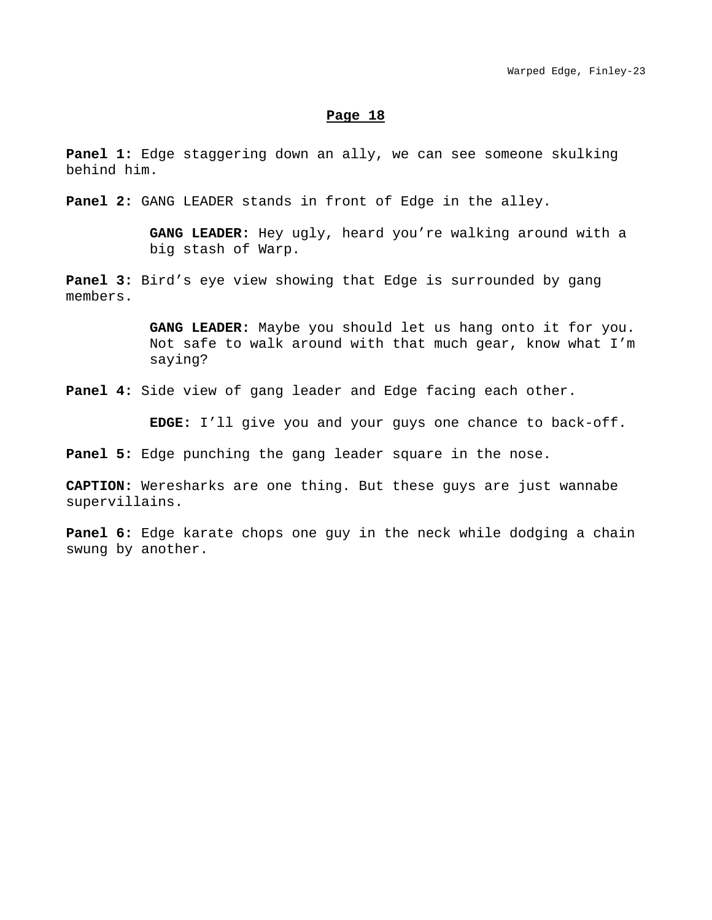## Page 18

**Panel 1:** Edge staggering down an ally, we can see someone skulking behind him.

**Panel 2:** GANG LEADER stands in front of Edge in the alley.

> **GANG LEADER:** Hey ugly, heard you're walking around with a big stash of Warp.

**Panel 3:** Bird's eye view showing that Edge is surrounded by gang members.

> **GANG LEADER:** Maybe you should let us hang onto it for you. Not safe to walk around with that much gear, know what I'm saying?

**Panel 4:** Side view of gang leader and Edge facing each other.

> **EDGE:** I'll give you and your guys one chance to back-off.

**Panel 5:** Edge punching the gang leader square in the nose.

**CAPTION:** Weresharks are one thing. But these guys are just wannabe supervillains.

**Panel 6:** Edge karate chops one guy in the neck while dodging a chain swung by another.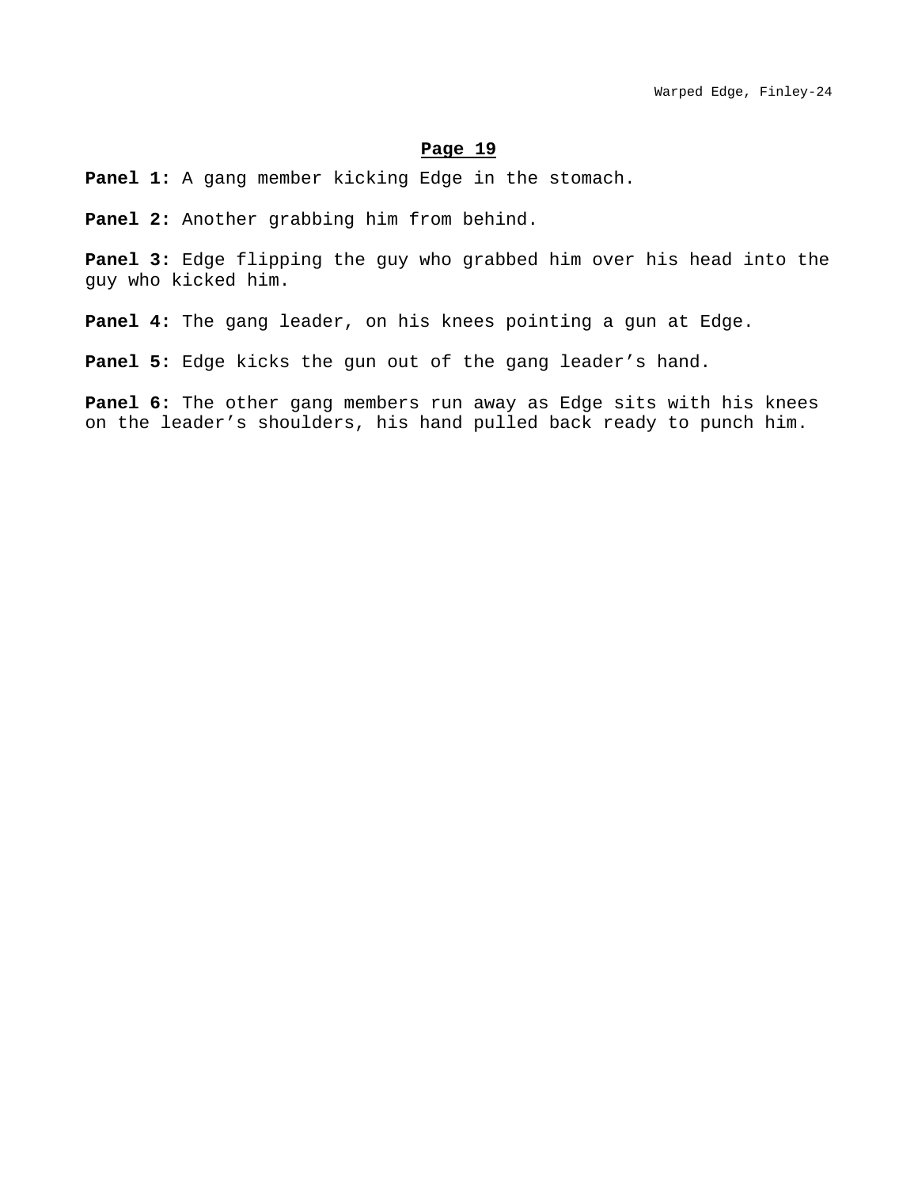## Page 19

**Panel 1:** A gang member kicking Edge in the stomach.

**Panel 2:** Another grabbing him from behind.

**Panel 3:** Edge flipping the guy who grabbed him over his head into the guy who kicked him.

**Panel 4:** The gang leader, on his knees pointing a gun at Edge.

**Panel 5:** Edge kicks the gun out of the gang leader's hand.

**Panel 6:** The other gang members run away as Edge sits with his knees on the leader's shoulders, his hand pulled back ready to punch him.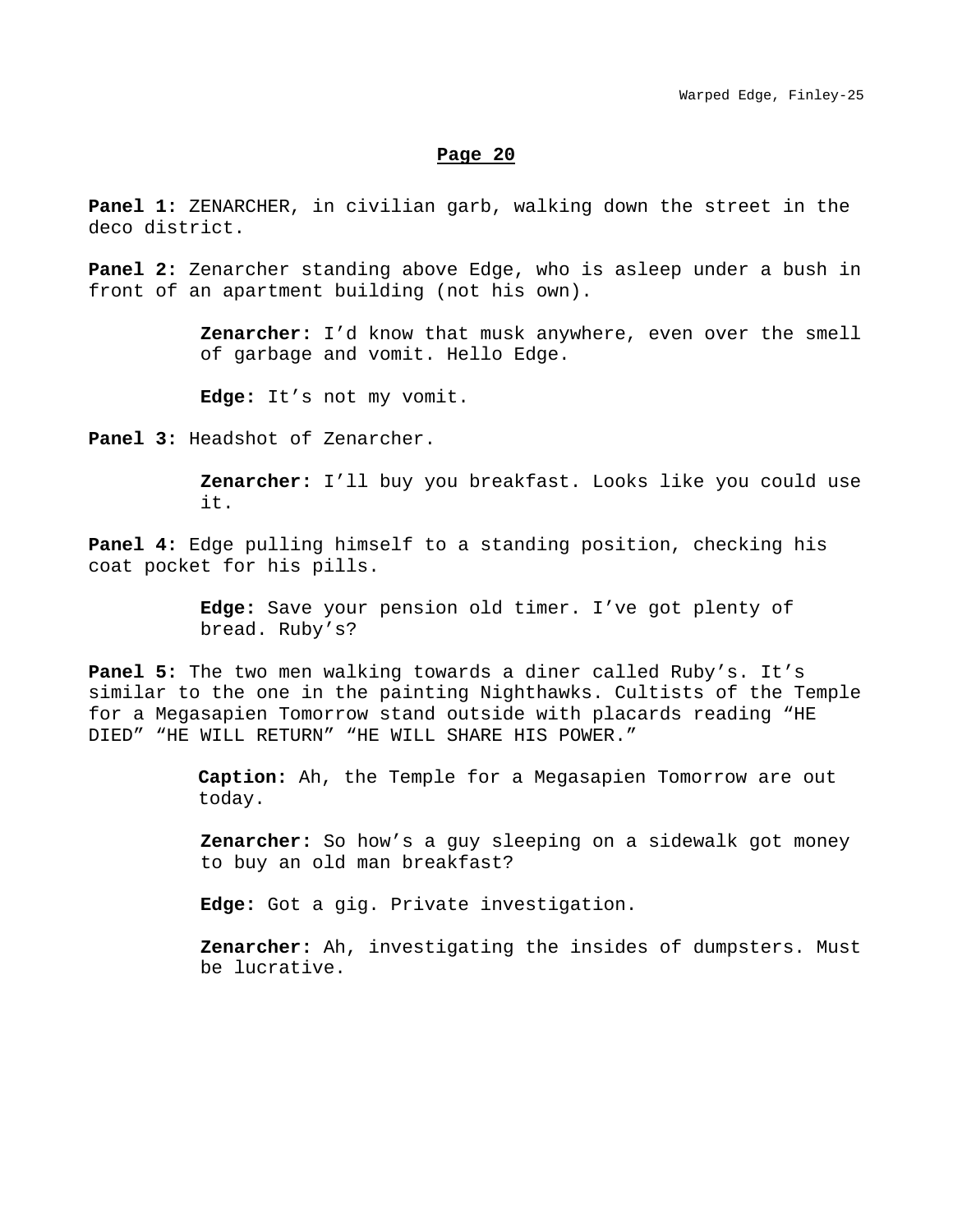## Page 20

**Panel 1:** ZENARCHER, in civilian garb, walking down the street in the deco district.

**Panel 2:** Zenarcher standing above Edge, who is asleep under a bush in front of an apartment building (not his own).

> **Zenarcher:** I'd know that musk anywhere, even over the smell of garbage and vomit. Hello Edge.
>
> **Edge:** It's not my vomit.

**Panel 3:** Headshot of Zenarcher.

> **Zenarcher:** I'll buy you breakfast. Looks like you could use it.

**Panel 4:** Edge pulling himself to a standing position, checking his coat pocket for his pills.

> **Edge:** Save your pension old timer. I've got plenty of bread. Ruby's?

**Panel 5:** The two men walking towards a diner called Ruby's. It's similar to the one in the painting Nighthawks. Cultists of the Temple for a Megasapien Tomorrow stand outside with placards reading "HE DIED" "HE WILL RETURN" "HE WILL SHARE HIS POWER."

> **Caption:** Ah, the Temple for a Megasapien Tomorrow are out today.
>
> **Zenarcher:** So how's a guy sleeping on a sidewalk got money to buy an old man breakfast?
>
> **Edge:** Got a gig. Private investigation.
>
> **Zenarcher:** Ah, investigating the insides of dumpsters. Must be lucrative.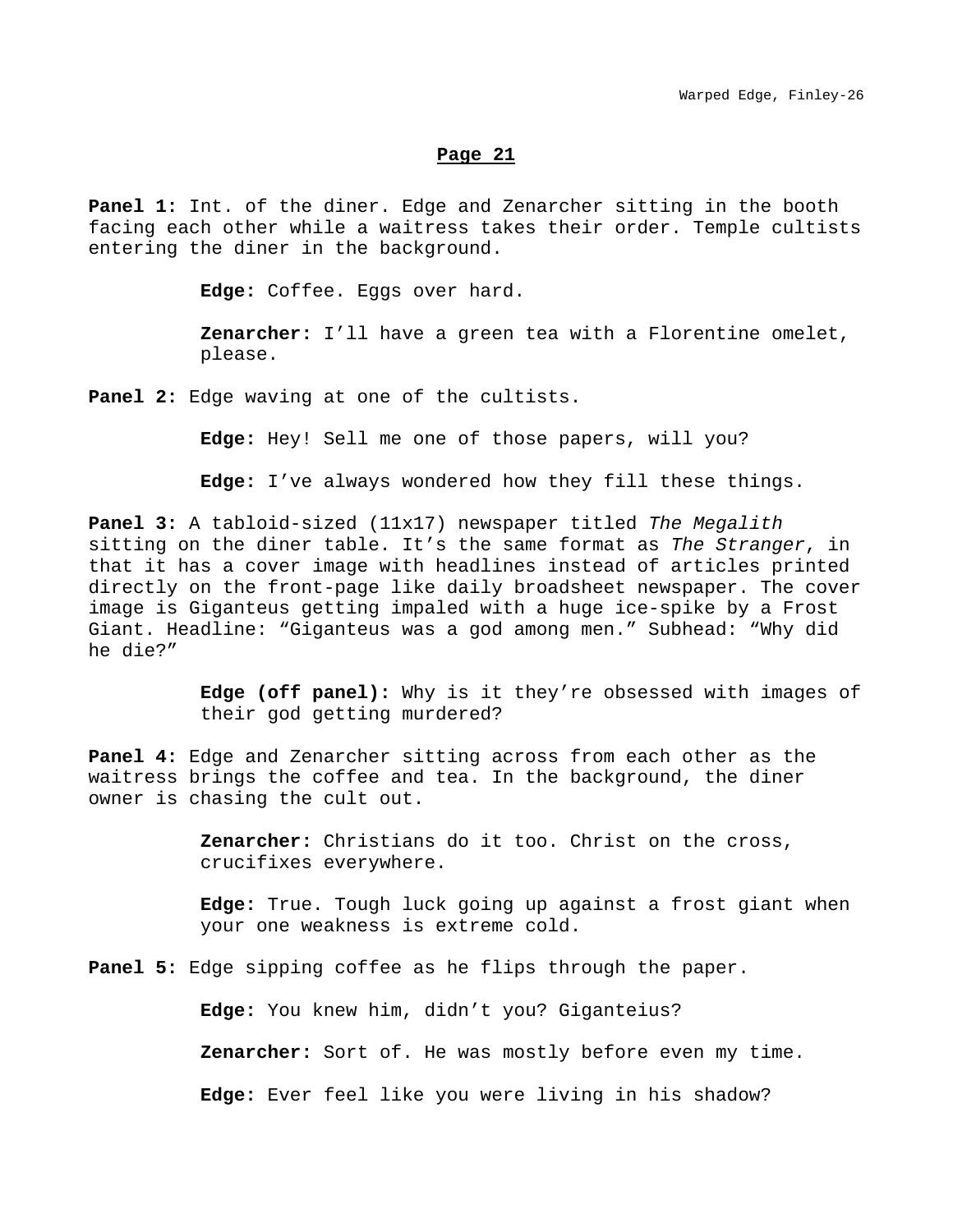## Page 21

**Panel 1:** Int. of the diner. Edge and Zenarcher sitting in the booth facing each other while a waitress takes their order. Temple cultists entering the diner in the background.

> **Edge:** Coffee. Eggs over hard.
>
> **Zenarcher:** I'll have a green tea with a Florentine omelet, please.

**Panel 2:** Edge waving at one of the cultists.

> **Edge:** Hey! Sell me one of those papers, will you?
>
> **Edge:** I've always wondered how they fill these things.

**Panel 3:** A tabloid-sized (11x17) newspaper titled *The Megalith* sitting on the diner table. It's the same format as *The Stranger*, in that it has a cover image with headlines instead of articles printed directly on the front-page like daily broadsheet newspaper. The cover image is Giganteus getting impaled with a huge ice-spike by a Frost Giant. Headline: "Giganteus was a god among men." Subhead: "Why did he die?"

> **Edge (off panel):** Why is it they're obsessed with images of their god getting murdered?

**Panel 4:** Edge and Zenarcher sitting across from each other as the waitress brings the coffee and tea. In the background, the diner owner is chasing the cult out.

> **Zenarcher:** Christians do it too. Christ on the cross, crucifixes everywhere.
>
> **Edge:** True. Tough luck going up against a frost giant when your one weakness is extreme cold.

**Panel 5:** Edge sipping coffee as he flips through the paper.

> **Edge:** You knew him, didn't you? Giganteius?
>
> **Zenarcher:** Sort of. He was mostly before even my time.
>
> **Edge:** Ever feel like you were living in his shadow?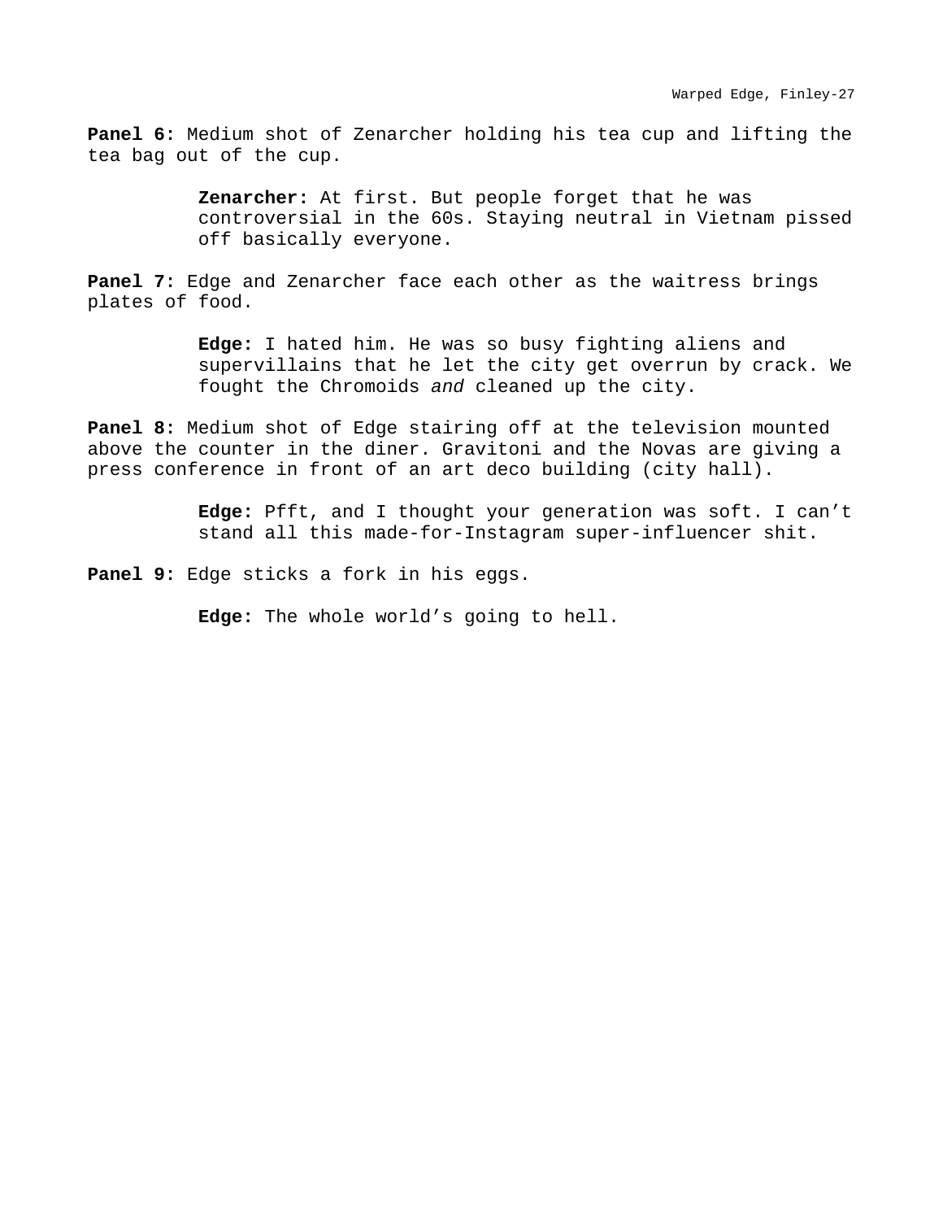**Panel 6:** Medium shot of Zenarcher holding his tea cup and lifting the tea bag out of the cup.

> **Zenarcher:** At first. But people forget that he was controversial in the 60s. Staying neutral in Vietnam pissed off basically everyone.

**Panel 7:** Edge and Zenarcher face each other as the waitress brings plates of food.

> **Edge:** I hated him. He was so busy fighting aliens and supervillains that he let the city get overrun by crack. We fought the Chromoids *and* cleaned up the city.

**Panel 8:** Medium shot of Edge stairing off at the television mounted above the counter in the diner. Gravitoni and the Novas are giving a press conference in front of an art deco building (city hall).

> **Edge:** Pfft, and I thought your generation was soft. I can't stand all this made-for-Instagram super-influencer shit.

**Panel 9:** Edge sticks a fork in his eggs.

> **Edge:** The whole world's going to hell.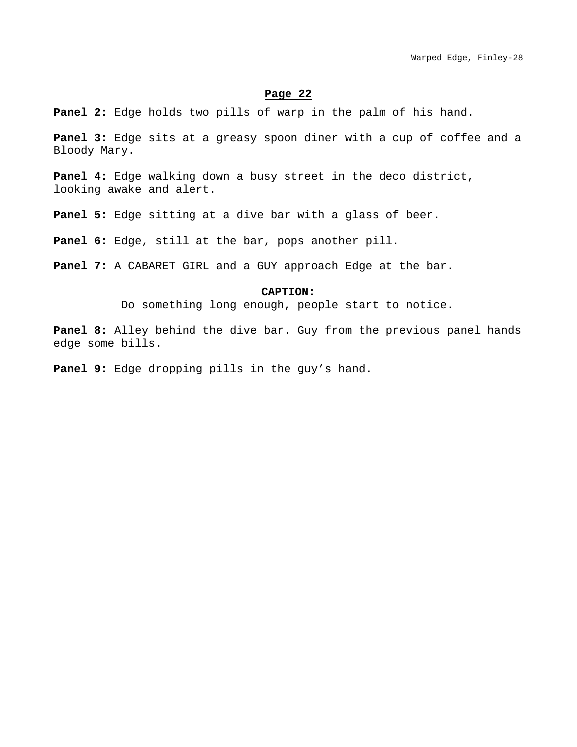## Page 22

**Panel 2:** Edge holds two pills of warp in the palm of his hand.

**Panel 3:** Edge sits at a greasy spoon diner with a cup of coffee and a Bloody Mary.

**Panel 4:** Edge walking down a busy street in the deco district, looking awake and alert.

**Panel 5:** Edge sitting at a dive bar with a glass of beer.

**Panel 6:** Edge, still at the bar, pops another pill.

**Panel 7:** A CABARET GIRL and a GUY approach Edge at the bar.

**CAPTION:**
Do something long enough, people start to notice.

**Panel 8:** Alley behind the dive bar. Guy from the previous panel hands edge some bills.

**Panel 9:** Edge dropping pills in the guy's hand.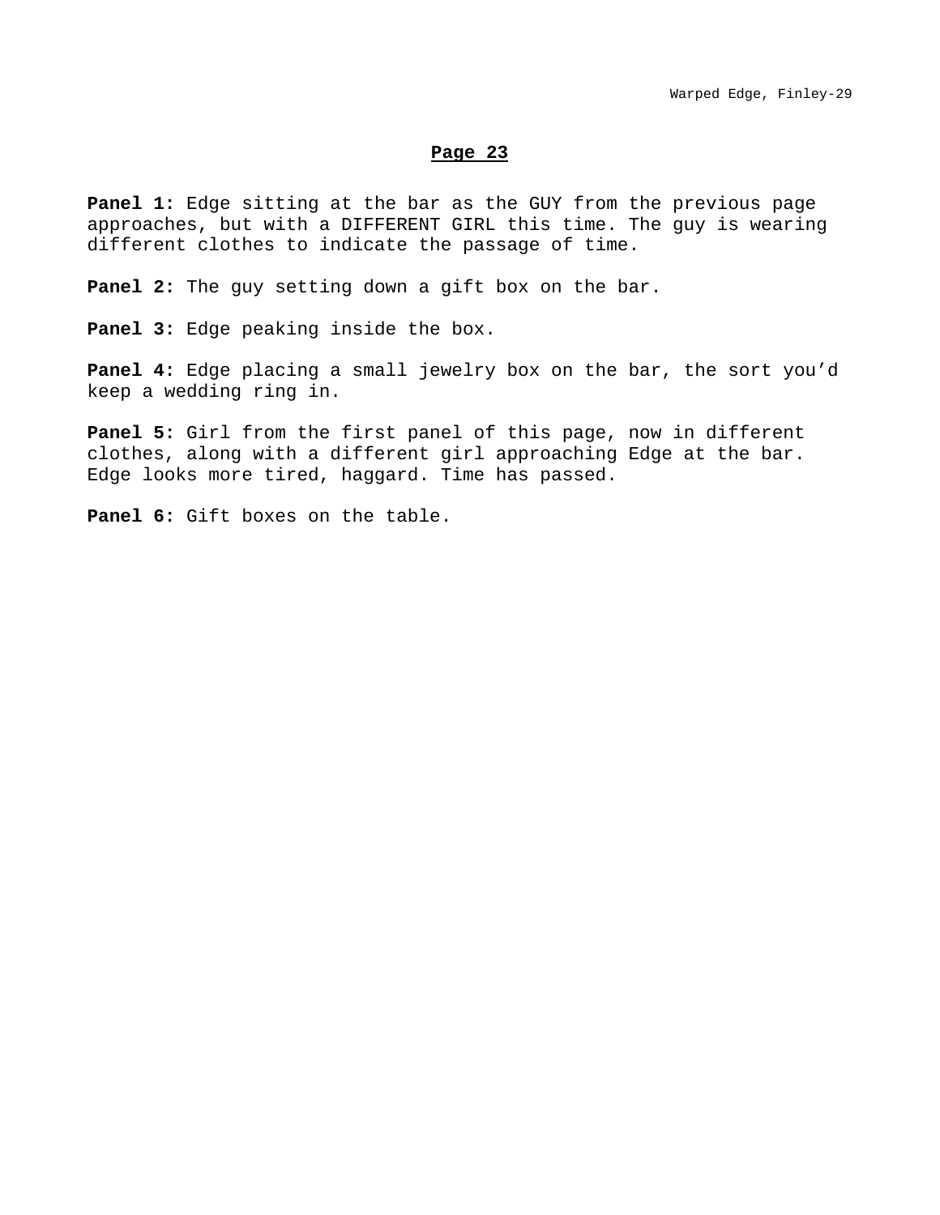## Page 23

**Panel 1:** Edge sitting at the bar as the GUY from the previous page approaches, but with a DIFFERENT GIRL this time. The guy is wearing different clothes to indicate the passage of time.

**Panel 2:** The guy setting down a gift box on the bar.

**Panel 3:** Edge peaking inside the box.

**Panel 4:** Edge placing a small jewelry box on the bar, the sort you'd keep a wedding ring in.

**Panel 5:** Girl from the first panel of this page, now in different clothes, along with a different girl approaching Edge at the bar. Edge looks more tired, haggard. Time has passed.

**Panel 6:** Gift boxes on the table.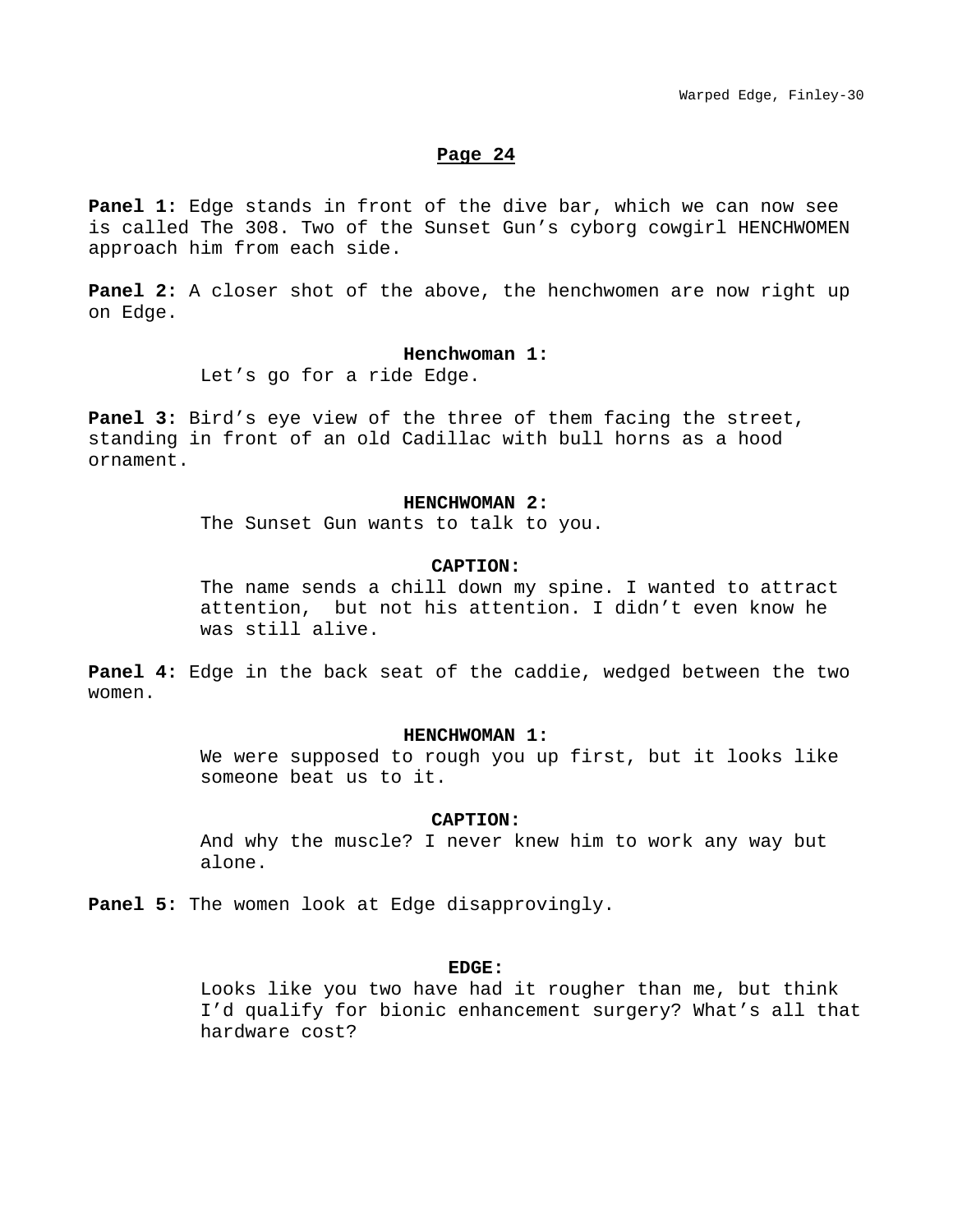## Page 24

**Panel 1:** Edge stands in front of the dive bar, which we can now see is called The 308. Two of the Sunset Gun's cyborg cowgirl HENCHWOMEN approach him from each side.

**Panel 2:** A closer shot of the above, the henchwomen are now right up on Edge.

**Henchwoman 1:**
Let's go for a ride Edge.

**Panel 3:** Bird's eye view of the three of them facing the street, standing in front of an old Cadillac with bull horns as a hood ornament.

**HENCHWOMAN 2:**
The Sunset Gun wants to talk to you.

**CAPTION:**
The name sends a chill down my spine. I wanted to attract attention,  but not his attention. I didn't even know he was still alive.

**Panel 4:** Edge in the back seat of the caddie, wedged between the two women.

**HENCHWOMAN 1:**
We were supposed to rough you up first, but it looks like someone beat us to it.

**CAPTION:**
And why the muscle? I never knew him to work any way but alone.

**Panel 5:** The women look at Edge disapprovingly.

**EDGE:**
Looks like you two have had it rougher than me, but think I'd qualify for bionic enhancement surgery? What's all that hardware cost?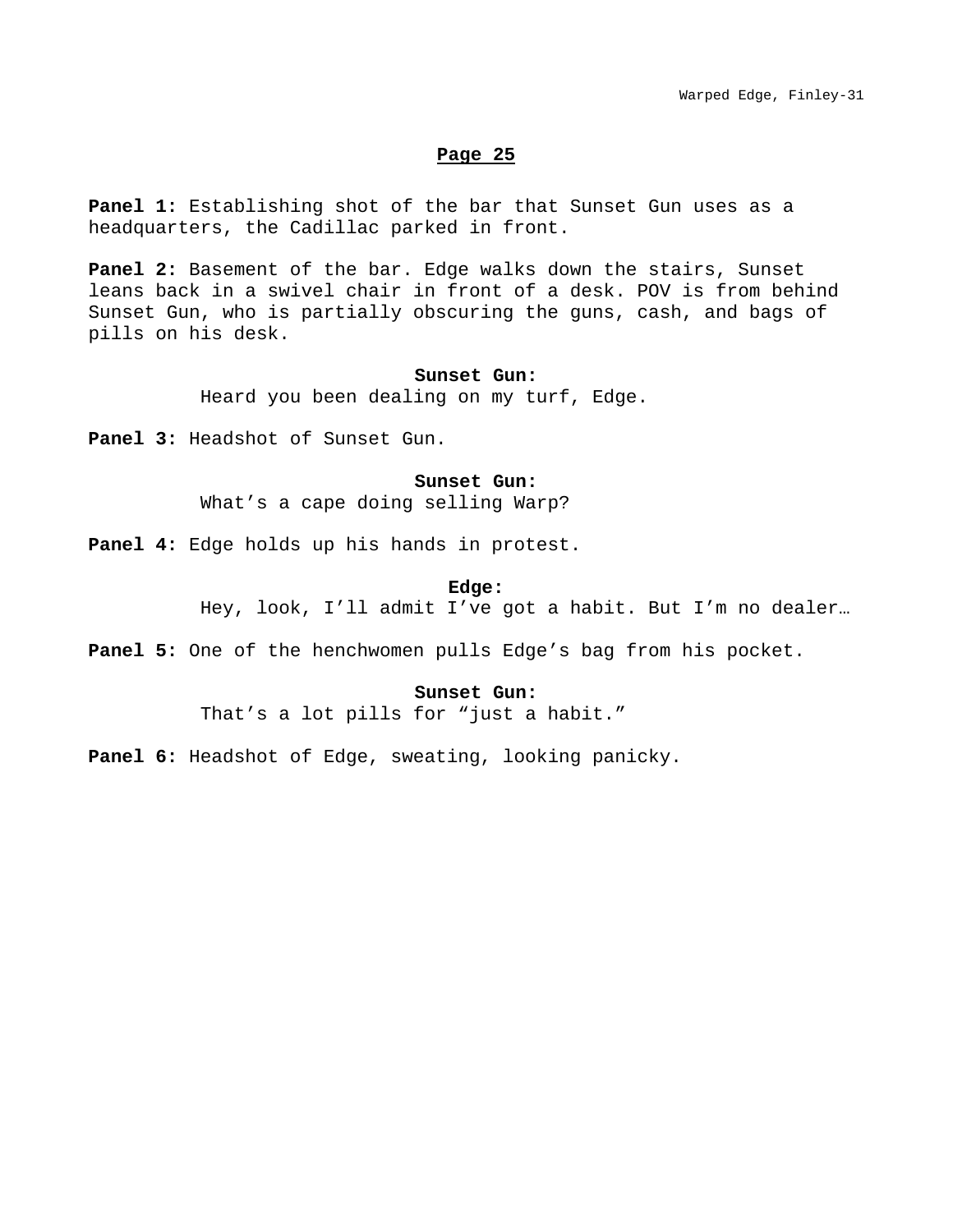## Page 25

**Panel 1:** Establishing shot of the bar that Sunset Gun uses as a headquarters, the Cadillac parked in front.

**Panel 2:** Basement of the bar. Edge walks down the stairs, Sunset leans back in a swivel chair in front of a desk. POV is from behind Sunset Gun, who is partially obscuring the guns, cash, and bags of pills on his desk.

**Sunset Gun:**
Heard you been dealing on my turf, Edge.

**Panel 3:** Headshot of Sunset Gun.

**Sunset Gun:**
What's a cape doing selling Warp?

**Panel 4:** Edge holds up his hands in protest.

**Edge:**
Hey, look, I'll admit I've got a habit. But I'm no dealer…

**Panel 5:** One of the henchwomen pulls Edge's bag from his pocket.

**Sunset Gun:**
That's a lot pills for "just a habit."

**Panel 6:** Headshot of Edge, sweating, looking panicky.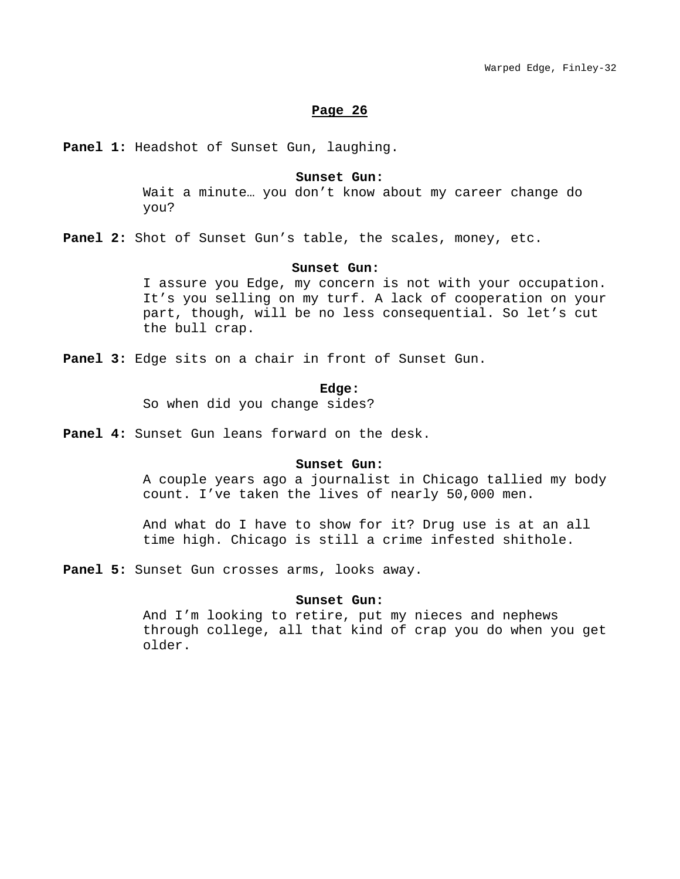## Page 26

**Panel 1:** Headshot of Sunset Gun, laughing.

**Sunset Gun:**
Wait a minute… you don't know about my career change do you?

**Panel 2:** Shot of Sunset Gun's table, the scales, money, etc.

**Sunset Gun:**
I assure you Edge, my concern is not with your occupation. It's you selling on my turf. A lack of cooperation on your part, though, will be no less consequential. So let's cut the bull crap.

**Panel 3:** Edge sits on a chair in front of Sunset Gun.

**Edge:**
So when did you change sides?

**Panel 4:** Sunset Gun leans forward on the desk.

**Sunset Gun:**
A couple years ago a journalist in Chicago tallied my body count. I've taken the lives of nearly 50,000 men.

And what do I have to show for it? Drug use is at an all time high. Chicago is still a crime infested shithole.

**Panel 5:** Sunset Gun crosses arms, looks away.

**Sunset Gun:**
And I'm looking to retire, put my nieces and nephews through college, all that kind of crap you do when you get older.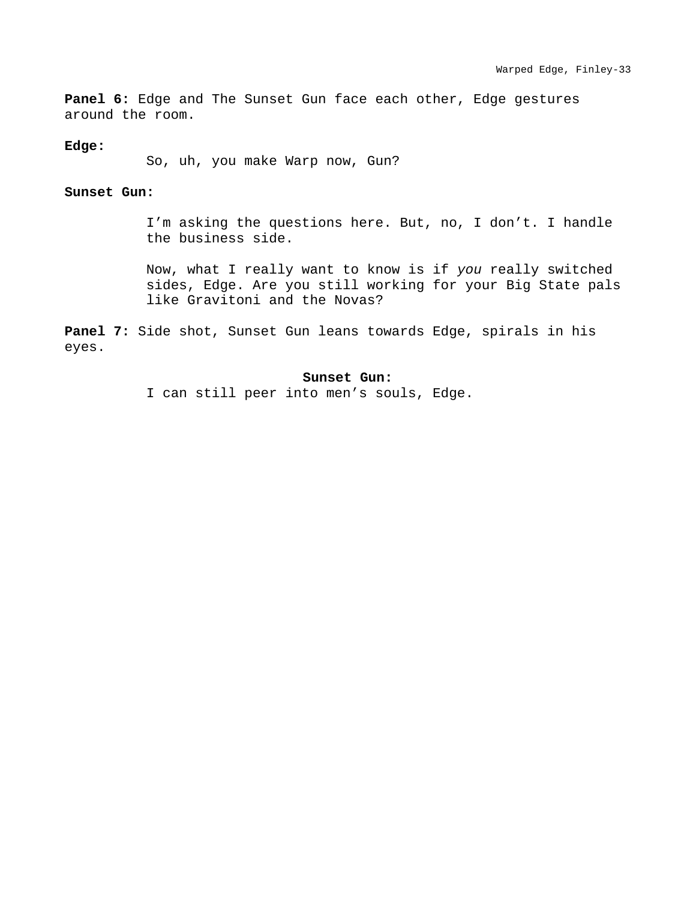**Panel 6:** Edge and The Sunset Gun face each other, Edge gestures around the room.

**Edge:**

So, uh, you make Warp now, Gun?

**Sunset Gun:**

I'm asking the questions here. But, no, I don't. I handle the business side.

Now, what I really want to know is if *you* really switched sides, Edge. Are you still working for your Big State pals like Gravitoni and the Novas?

**Panel 7:** Side shot, Sunset Gun leans towards Edge, spirals in his eyes.

**Sunset Gun:**

I can still peer into men's souls, Edge.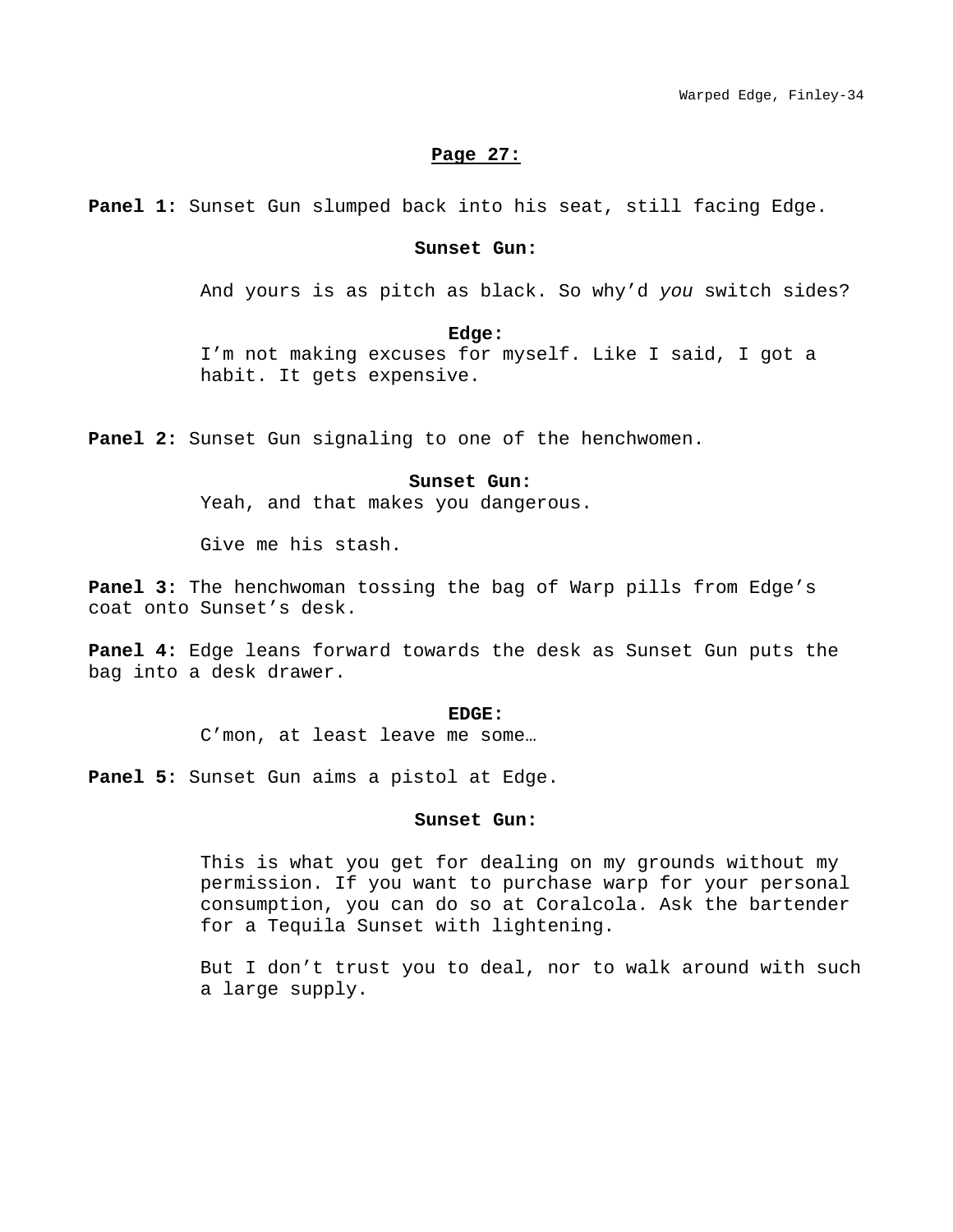**Page 27:**

**Panel 1:** Sunset Gun slumped back into his seat, still facing Edge.

**Sunset Gun:**

And yours is as pitch as black. So why'd *you* switch sides?

**Edge:**

I'm not making excuses for myself. Like I said, I got a habit. It gets expensive.

**Panel 2:** Sunset Gun signaling to one of the henchwomen.

**Sunset Gun:**

Yeah, and that makes you dangerous.

Give me his stash.

**Panel 3:** The henchwoman tossing the bag of Warp pills from Edge's coat onto Sunset's desk.

**Panel 4:** Edge leans forward towards the desk as Sunset Gun puts the bag into a desk drawer.

**EDGE:**

C'mon, at least leave me some…

**Panel 5:** Sunset Gun aims a pistol at Edge.

**Sunset Gun:**

This is what you get for dealing on my grounds without my permission. If you want to purchase warp for your personal consumption, you can do so at Coralcola. Ask the bartender for a Tequila Sunset with lightening.

But I don't trust you to deal, nor to walk around with such a large supply.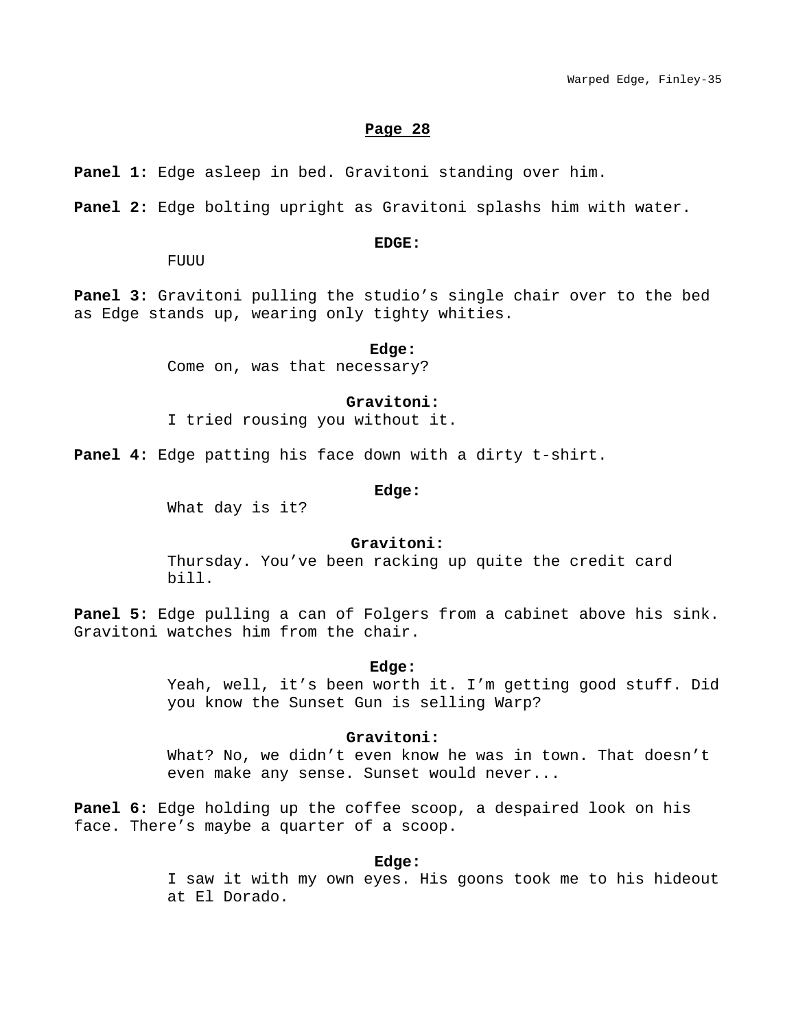## Page 28

**Panel 1:** Edge asleep in bed. Gravitoni standing over him.

**Panel 2:** Edge bolting upright as Gravitoni splashes him with water.

**EDGE:**
FUUU

**Panel 3:** Gravitoni pulling the studio's single chair over to the bed as Edge stands up, wearing only tighty whities.

**Edge:**
Come on, was that necessary?

**Gravitoni:**
I tried rousing you without it.

**Panel 4:** Edge patting his face down with a dirty t-shirt.

**Edge:**
What day is it?

**Gravitoni:**
Thursday. You've been racking up quite the credit card bill.

**Panel 5:** Edge pulling a can of Folgers from a cabinet above his sink. Gravitoni watches him from the chair.

**Edge:**
Yeah, well, it's been worth it. I'm getting good stuff. Did you know the Sunset Gun is selling Warp?

**Gravitoni:**
What? No, we didn't even know he was in town. That doesn't even make any sense. Sunset would never...

**Panel 6:** Edge holding up the coffee scoop, a despaired look on his face. There's maybe a quarter of a scoop.

**Edge:**
I saw it with my own eyes. His goons took me to his hideout at El Dorado.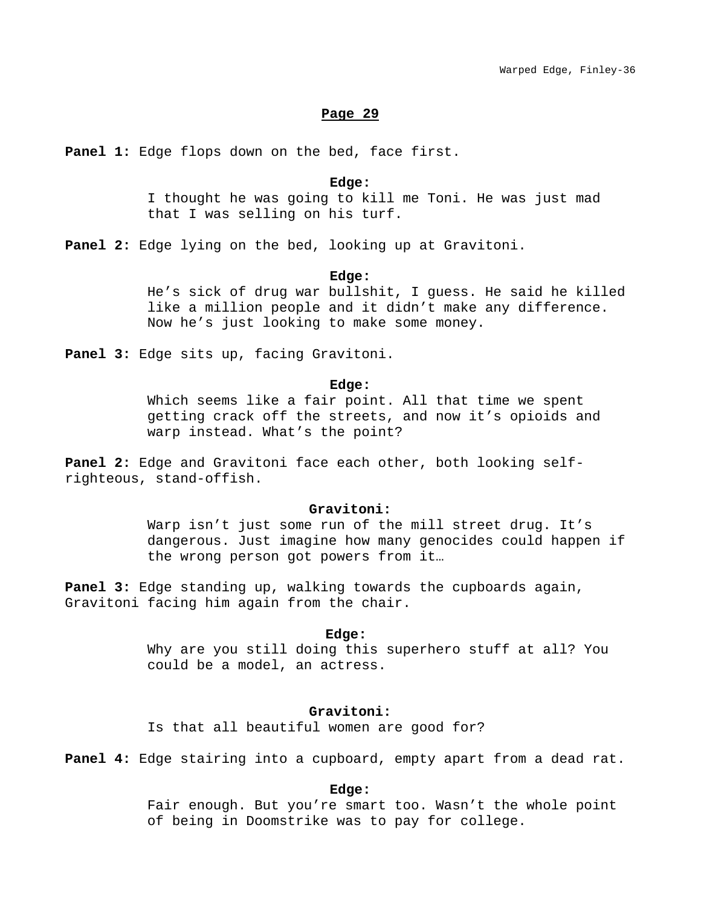## Page 29

**Panel 1:** Edge flops down on the bed, face first.

**Edge:**
I thought he was going to kill me Toni. He was just mad that I was selling on his turf.

**Panel 2:** Edge lying on the bed, looking up at Gravitoni.

**Edge:**
He's sick of drug war bullshit, I guess. He said he killed like a million people and it didn't make any difference. Now he's just looking to make some money.

**Panel 3:** Edge sits up, facing Gravitoni.

**Edge:**
Which seems like a fair point. All that time we spent getting crack off the streets, and now it's opioids and warp instead. What's the point?

**Panel 2:** Edge and Gravitoni face each other, both looking self-righteous, stand-offish.

**Gravitoni:**
Warp isn't just some run of the mill street drug. It's dangerous. Just imagine how many genocides could happen if the wrong person got powers from it…

**Panel 3:** Edge standing up, walking towards the cupboards again, Gravitoni facing him again from the chair.

**Edge:**
Why are you still doing this superhero stuff at all? You could be a model, an actress.

**Gravitoni:**
Is that all beautiful women are good for?

**Panel 4:** Edge stairing into a cupboard, empty apart from a dead rat.

**Edge:**
Fair enough. But you're smart too. Wasn't the whole point of being in Doomstrike was to pay for college.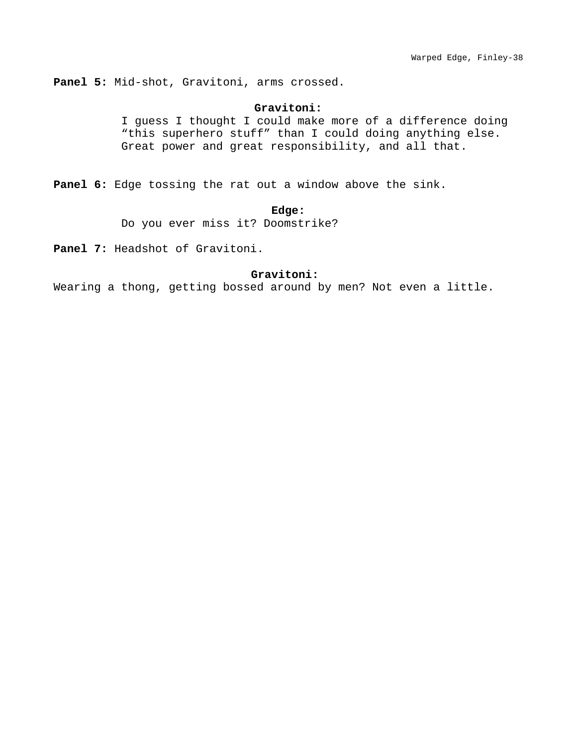**Panel 5:** Mid-shot, Gravitoni, arms crossed.

**Gravitoni:**

I guess I thought I could make more of a difference doing "this superhero stuff" than I could doing anything else. Great power and great responsibility, and all that.

**Panel 6:** Edge tossing the rat out a window above the sink.

**Edge:**

Do you ever miss it? Doomstrike?

**Panel 7:** Headshot of Gravitoni.

**Gravitoni:**

Wearing a thong, getting bossed around by men? Not even a little.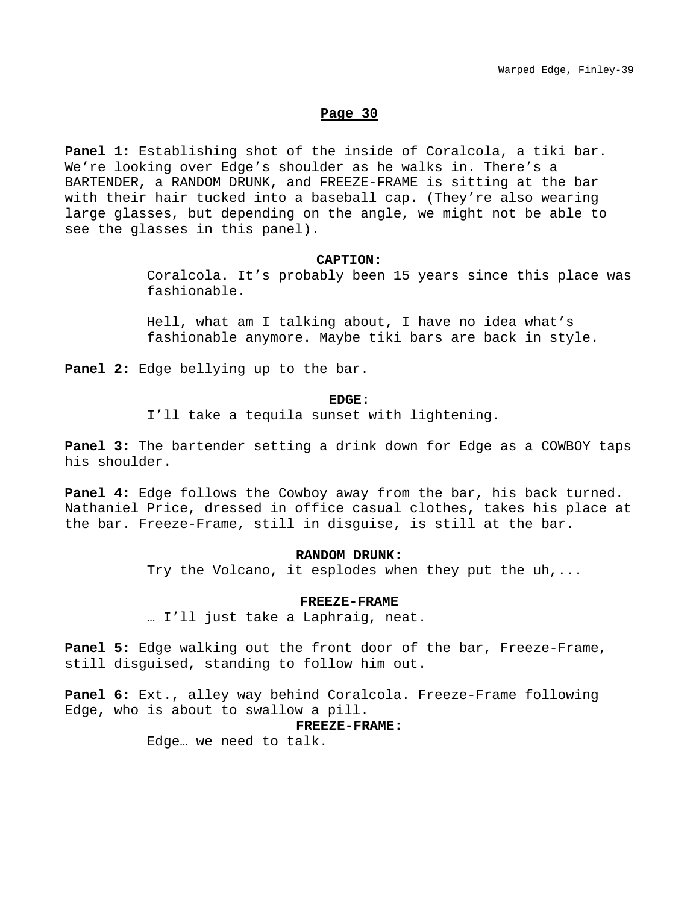## Page 30

**Panel 1:** Establishing shot of the inside of Coralcola, a tiki bar. We're looking over Edge's shoulder as he walks in. There's a BARTENDER, a RANDOM DRUNK, and FREEZE-FRAME is sitting at the bar with their hair tucked into a baseball cap. (They're also wearing large glasses, but depending on the angle, we might not be able to see the glasses in this panel).

**CAPTION:**

Coralcola. It's probably been 15 years since this place was fashionable.

Hell, what am I talking about, I have no idea what's fashionable anymore. Maybe tiki bars are back in style.

**Panel 2:** Edge bellying up to the bar.

**EDGE:**

I'll take a tequila sunset with lightening.

**Panel 3:** The bartender setting a drink down for Edge as a COWBOY taps his shoulder.

**Panel 4:** Edge follows the Cowboy away from the bar, his back turned. Nathaniel Price, dressed in office casual clothes, takes his place at the bar. Freeze-Frame, still in disguise, is still at the bar.

**RANDOM DRUNK:**

Try the Volcano, it esplodes when they put the uh,...

**FREEZE-FRAME**

… I'll just take a Laphraig, neat.

**Panel 5:** Edge walking out the front door of the bar, Freeze-Frame, still disguised, standing to follow him out.

**Panel 6:** Ext., alley way behind Coralcola. Freeze-Frame following Edge, who is about to swallow a pill.

**FREEZE-FRAME:**

Edge… we need to talk.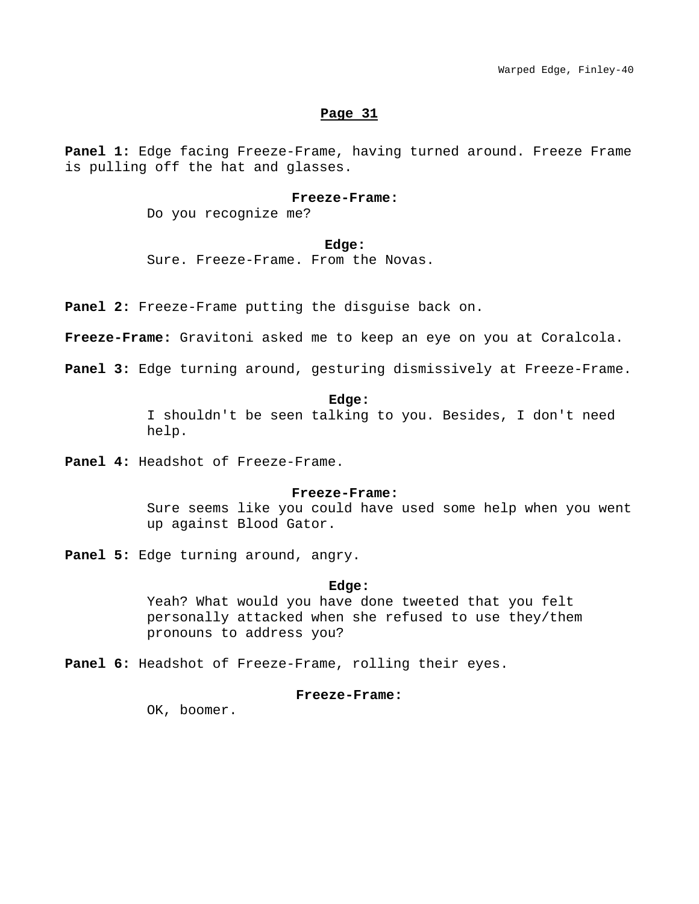## Page 31

**Panel 1:** Edge facing Freeze-Frame, having turned around. Freeze Frame is pulling off the hat and glasses.

**Freeze-Frame:**
Do you recognize me?

**Edge:**
Sure. Freeze-Frame. From the Novas.

**Panel 2:** Freeze-Frame putting the disguise back on.

**Freeze-Frame:** Gravitoni asked me to keep an eye on you at Coralcola.

**Panel 3:** Edge turning around, gesturing dismissively at Freeze-Frame.

**Edge:**
I shouldn't be seen talking to you. Besides, I don't need help.

**Panel 4:** Headshot of Freeze-Frame.

**Freeze-Frame:**
Sure seems like you could have used some help when you went up against Blood Gator.

**Panel 5:** Edge turning around, angry.

**Edge:**
Yeah? What would you have done tweeted that you felt personally attacked when she refused to use they/them pronouns to address you?

**Panel 6:** Headshot of Freeze-Frame, rolling their eyes.

**Freeze-Frame:**
OK, boomer.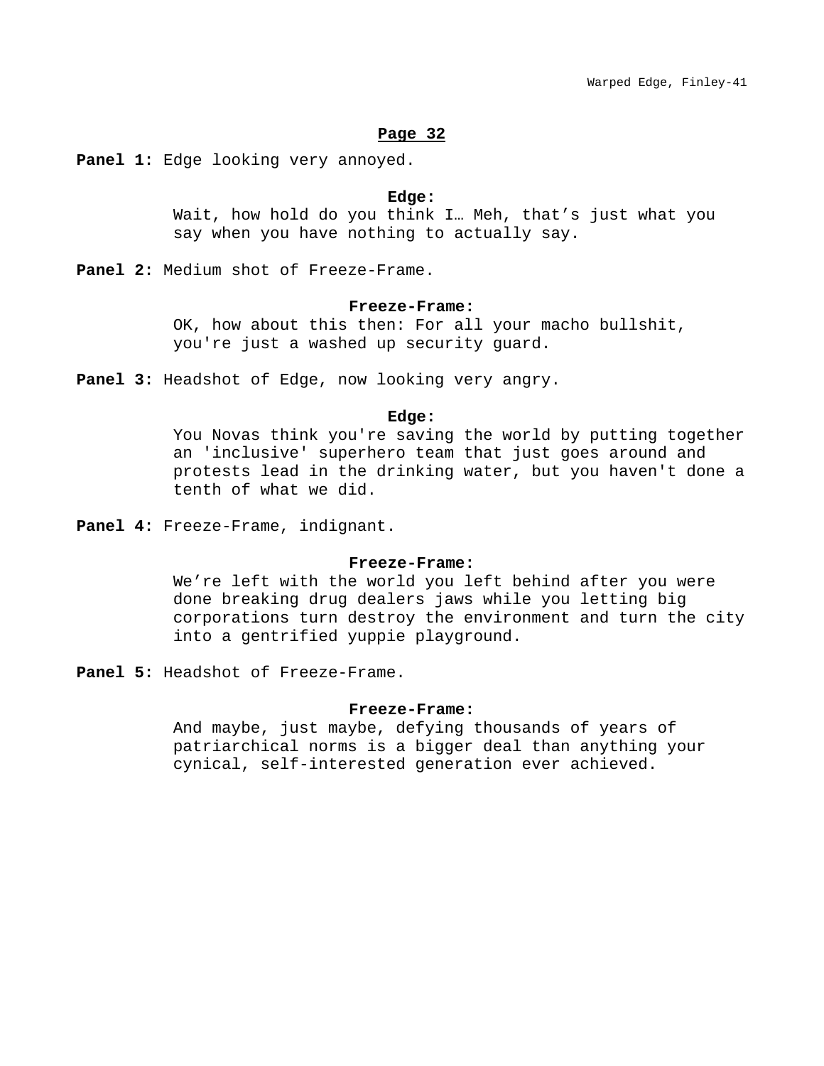## Page 32

**Panel 1:** Edge looking very annoyed.

**Edge:**
Wait, how hold do you think I… Meh, that's just what you say when you have nothing to actually say.

**Panel 2:** Medium shot of Freeze-Frame.

**Freeze-Frame:**
OK, how about this then: For all your macho bullshit, you're just a washed up security guard.

**Panel 3:** Headshot of Edge, now looking very angry.

**Edge:**
You Novas think you're saving the world by putting together an 'inclusive' superhero team that just goes around and protests lead in the drinking water, but you haven't done a tenth of what we did.

**Panel 4:** Freeze-Frame, indignant.

**Freeze-Frame:**
We're left with the world you left behind after you were done breaking drug dealers jaws while you letting big corporations turn destroy the environment and turn the city into a gentrified yuppie playground.

**Panel 5:** Headshot of Freeze-Frame.

**Freeze-Frame:**
And maybe, just maybe, defying thousands of years of patriarchical norms is a bigger deal than anything your cynical, self-interested generation ever achieved.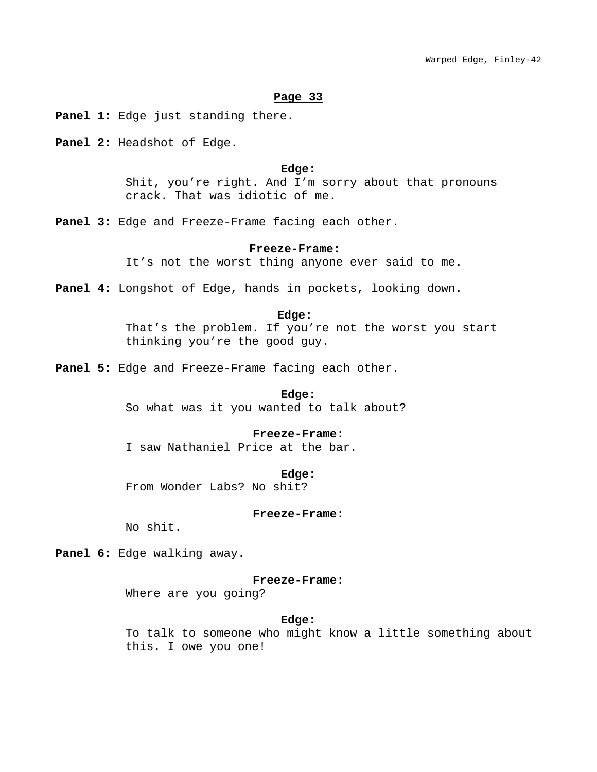## Page 33

**Panel 1:** Edge just standing there.

**Panel 2:** Headshot of Edge.

**Edge:**
Shit, you're right. And I'm sorry about that pronouns crack. That was idiotic of me.

**Panel 3:** Edge and Freeze-Frame facing each other.

**Freeze-Frame:**
It's not the worst thing anyone ever said to me.

**Panel 4:** Longshot of Edge, hands in pockets, looking down.

**Edge:**
That's the problem. If you're not the worst you start thinking you're the good guy.

**Panel 5:** Edge and Freeze-Frame facing each other.

**Edge:**
So what was it you wanted to talk about?

**Freeze-Frame:**
I saw Nathaniel Price at the bar.

**Edge:**
From Wonder Labs? No shit?

**Freeze-Frame:**
No shit.

**Panel 6:** Edge walking away.

**Freeze-Frame:**
Where are you going?

**Edge:**
To talk to someone who might know a little something about this. I owe you one!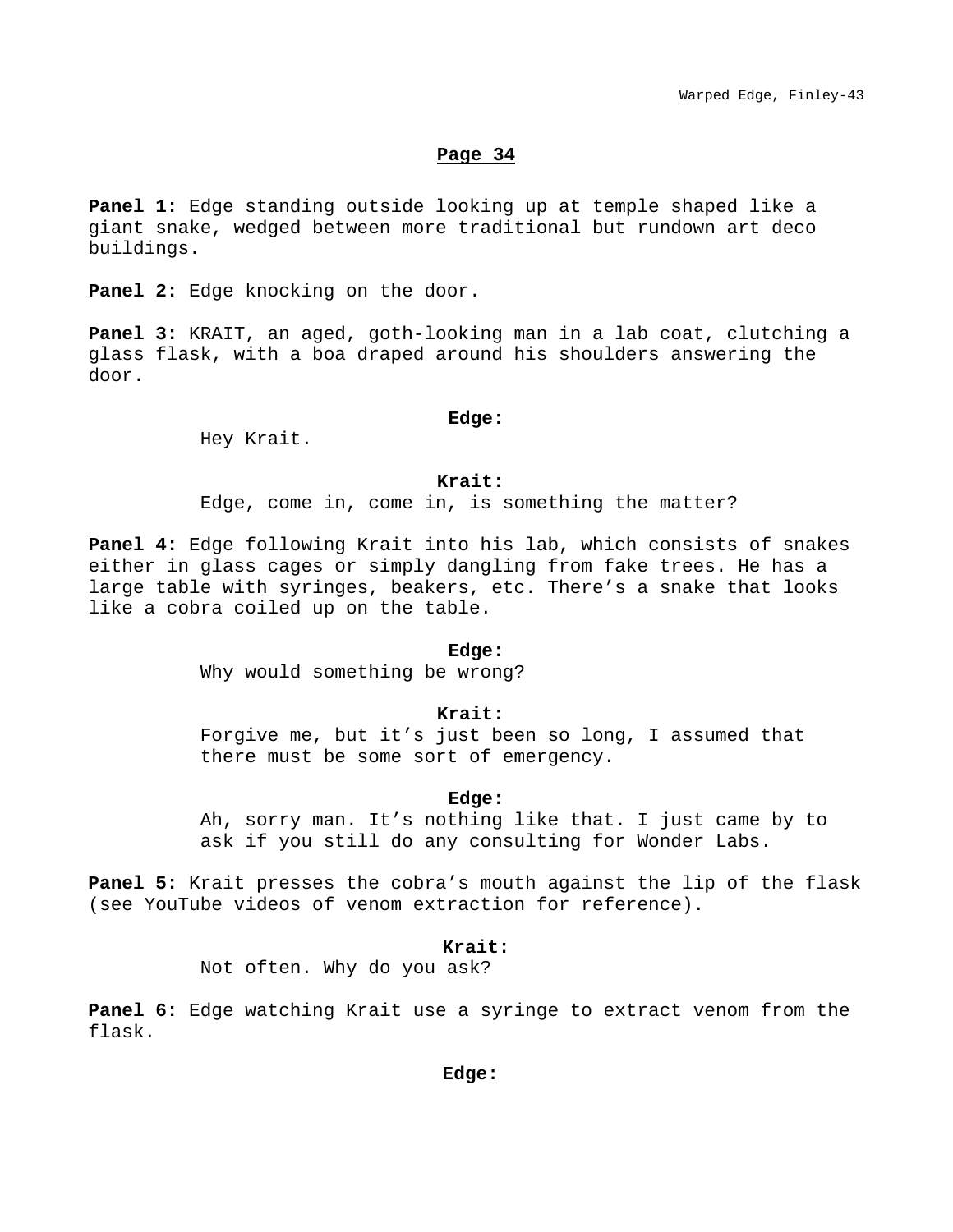## Page 34

**Panel 1:** Edge standing outside looking up at temple shaped like a giant snake, wedged between more traditional but rundown art deco buildings.

**Panel 2:** Edge knocking on the door.

**Panel 3:** KRAIT, an aged, goth-looking man in a lab coat, clutching a glass flask, with a boa draped around his shoulders answering the door.

**Edge:**
Hey Krait.

**Krait:**
Edge, come in, come in, is something the matter?

**Panel 4:** Edge following Krait into his lab, which consists of snakes either in glass cages or simply dangling from fake trees. He has a large table with syringes, beakers, etc. There's a snake that looks like a cobra coiled up on the table.

**Edge:**
Why would something be wrong?

**Krait:**
Forgive me, but it's just been so long, I assumed that there must be some sort of emergency.

**Edge:**
Ah, sorry man. It's nothing like that. I just came by to ask if you still do any consulting for Wonder Labs.

**Panel 5:** Krait presses the cobra's mouth against the lip of the flask (see YouTube videos of venom extraction for reference).

**Krait:**
Not often. Why do you ask?

**Panel 6:** Edge watching Krait use a syringe to extract venom from the flask.

**Edge:**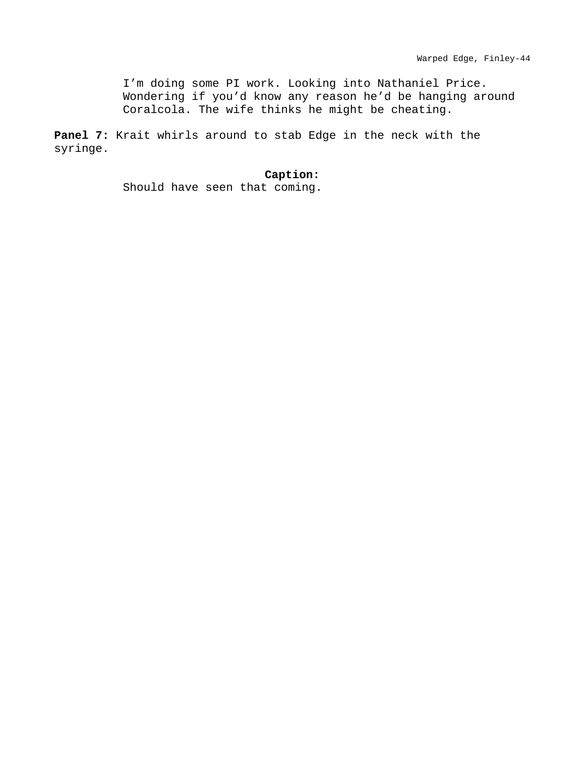I'm doing some PI work. Looking into Nathaniel Price. Wondering if you'd know any reason he'd be hanging around Coralcola. The wife thinks he might be cheating.

**Panel 7:** Krait whirls around to stab Edge in the neck with the syringe.

**Caption:**
Should have seen that coming.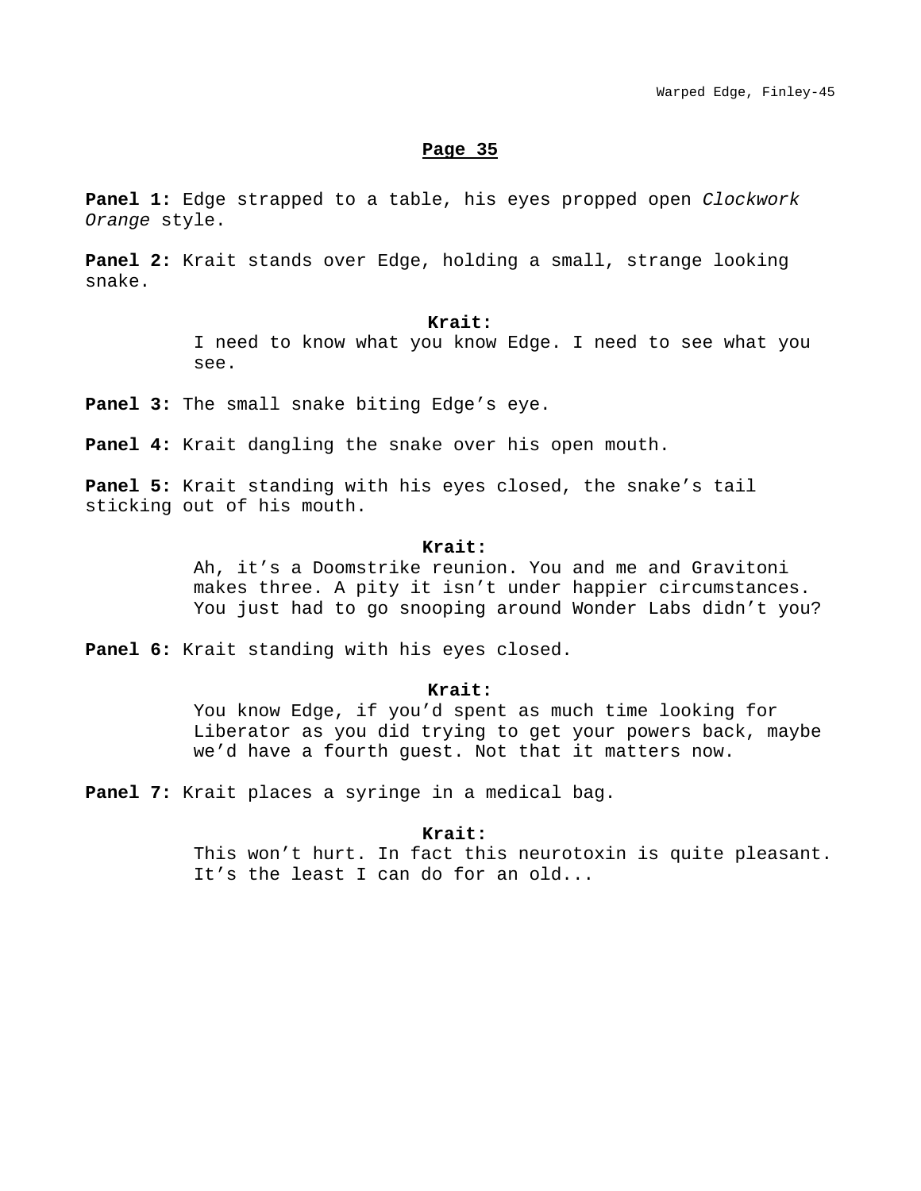## Page 35

**Panel 1:** Edge strapped to a table, his eyes propped open *Clockwork Orange* style.

**Panel 2:** Krait stands over Edge, holding a small, strange looking snake.

**Krait:**
I need to know what you know Edge. I need to see what you see.

**Panel 3:** The small snake biting Edge's eye.

**Panel 4:** Krait dangling the snake over his open mouth.

**Panel 5:** Krait standing with his eyes closed, the snake's tail sticking out of his mouth.

**Krait:**
Ah, it's a Doomstrike reunion. You and me and Gravitoni makes three. A pity it isn't under happier circumstances. You just had to go snooping around Wonder Labs didn't you?

**Panel 6:** Krait standing with his eyes closed.

**Krait:**
You know Edge, if you'd spent as much time looking for Liberator as you did trying to get your powers back, maybe we'd have a fourth guest. Not that it matters now.

**Panel 7:** Krait places a syringe in a medical bag.

**Krait:**
This won't hurt. In fact this neurotoxin is quite pleasant. It's the least I can do for an old...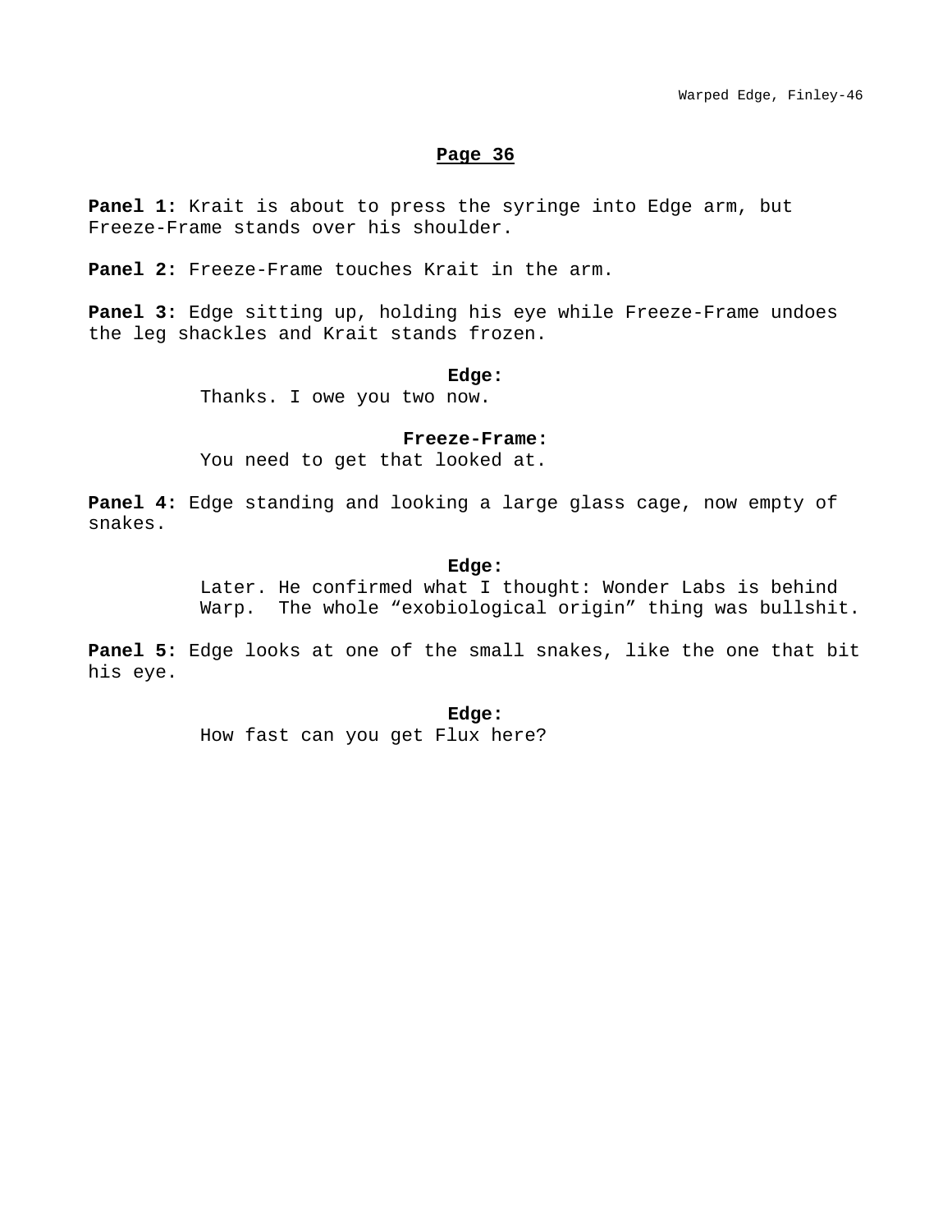## Page 36

**Panel 1:** Krait is about to press the syringe into Edge arm, but Freeze-Frame stands over his shoulder.

**Panel 2:** Freeze-Frame touches Krait in the arm.

**Panel 3:** Edge sitting up, holding his eye while Freeze-Frame undoes the leg shackles and Krait stands frozen.

**Edge:**
Thanks. I owe you two now.

**Freeze-Frame:**
You need to get that looked at.

**Panel 4:** Edge standing and looking a large glass cage, now empty of snakes.

**Edge:**
Later. He confirmed what I thought: Wonder Labs is behind Warp. The whole “exobiological origin” thing was bullshit.

**Panel 5:** Edge looks at one of the small snakes, like the one that bit his eye.

**Edge:**
How fast can you get Flux here?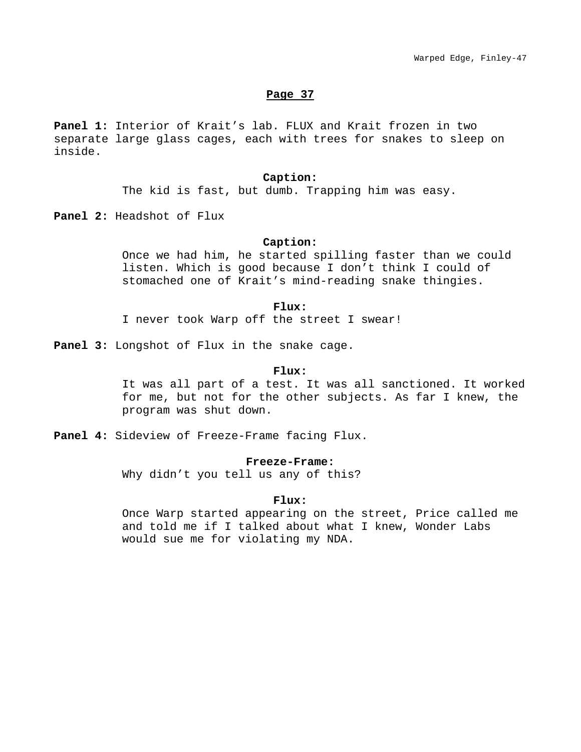## Page 37

**Panel 1:** Interior of Krait's lab. FLUX and Krait frozen in two separate large glass cages, each with trees for snakes to sleep on inside.

**Caption:**
The kid is fast, but dumb. Trapping him was easy.

**Panel 2:** Headshot of Flux

**Caption:**
Once we had him, he started spilling faster than we could listen. Which is good because I don't think I could of stomached one of Krait's mind-reading snake thingies.

**Flux:**
I never took Warp off the street I swear!

**Panel 3:** Longshot of Flux in the snake cage.

**Flux:**
It was all part of a test. It was all sanctioned. It worked for me, but not for the other subjects. As far I knew, the program was shut down.

**Panel 4:** Sideview of Freeze-Frame facing Flux.

**Freeze-Frame:**
Why didn't you tell us any of this?

**Flux:**
Once Warp started appearing on the street, Price called me and told me if I talked about what I knew, Wonder Labs would sue me for violating my NDA.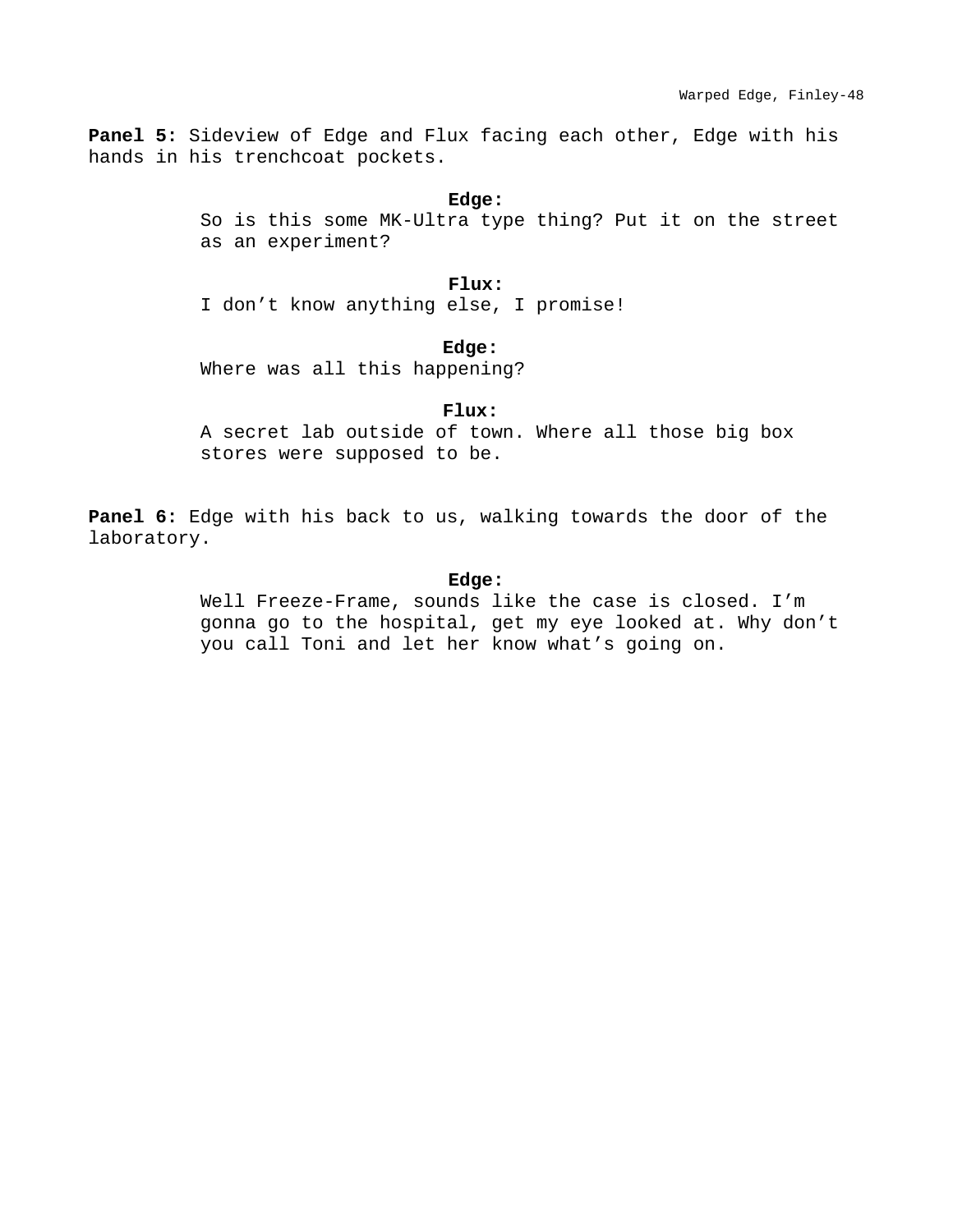**Panel 5:** Sideview of Edge and Flux facing each other, Edge with his hands in his trenchcoat pockets.

**Edge:**
So is this some MK-Ultra type thing? Put it on the street as an experiment?

**Flux:**
I don't know anything else, I promise!

**Edge:**
Where was all this happening?

**Flux:**
A secret lab outside of town. Where all those big box stores were supposed to be.

**Panel 6:** Edge with his back to us, walking towards the door of the laboratory.

**Edge:**
Well Freeze-Frame, sounds like the case is closed. I'm gonna go to the hospital, get my eye looked at. Why don't you call Toni and let her know what's going on.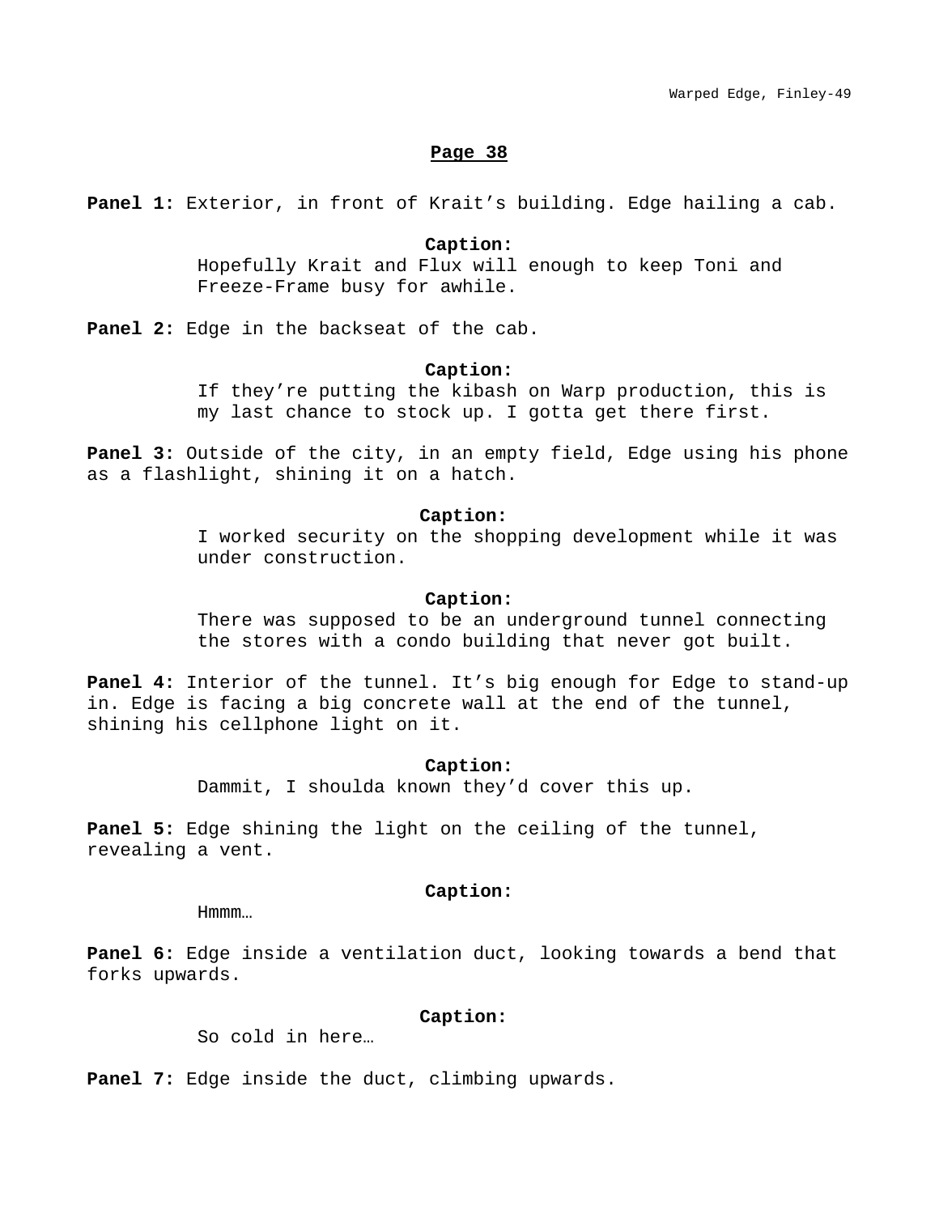## Page 38

**Panel 1:** Exterior, in front of Krait's building. Edge hailing a cab.

**Caption:**
Hopefully Krait and Flux will enough to keep Toni and Freeze-Frame busy for awhile.

**Panel 2:** Edge in the backseat of the cab.

**Caption:**
If they're putting the kibash on Warp production, this is my last chance to stock up. I gotta get there first.

**Panel 3:** Outside of the city, in an empty field, Edge using his phone as a flashlight, shining it on a hatch.

**Caption:**
I worked security on the shopping development while it was under construction.

**Caption:**
There was supposed to be an underground tunnel connecting the stores with a condo building that never got built.

**Panel 4:** Interior of the tunnel. It's big enough for Edge to stand-up in. Edge is facing a big concrete wall at the end of the tunnel, shining his cellphone light on it.

**Caption:**
Dammit, I shoulda known they'd cover this up.

**Panel 5:** Edge shining the light on the ceiling of the tunnel, revealing a vent.

**Caption:**
Hmmm…

**Panel 6:** Edge inside a ventilation duct, looking towards a bend that forks upwards.

**Caption:**
So cold in here…

**Panel 7:** Edge inside the duct, climbing upwards.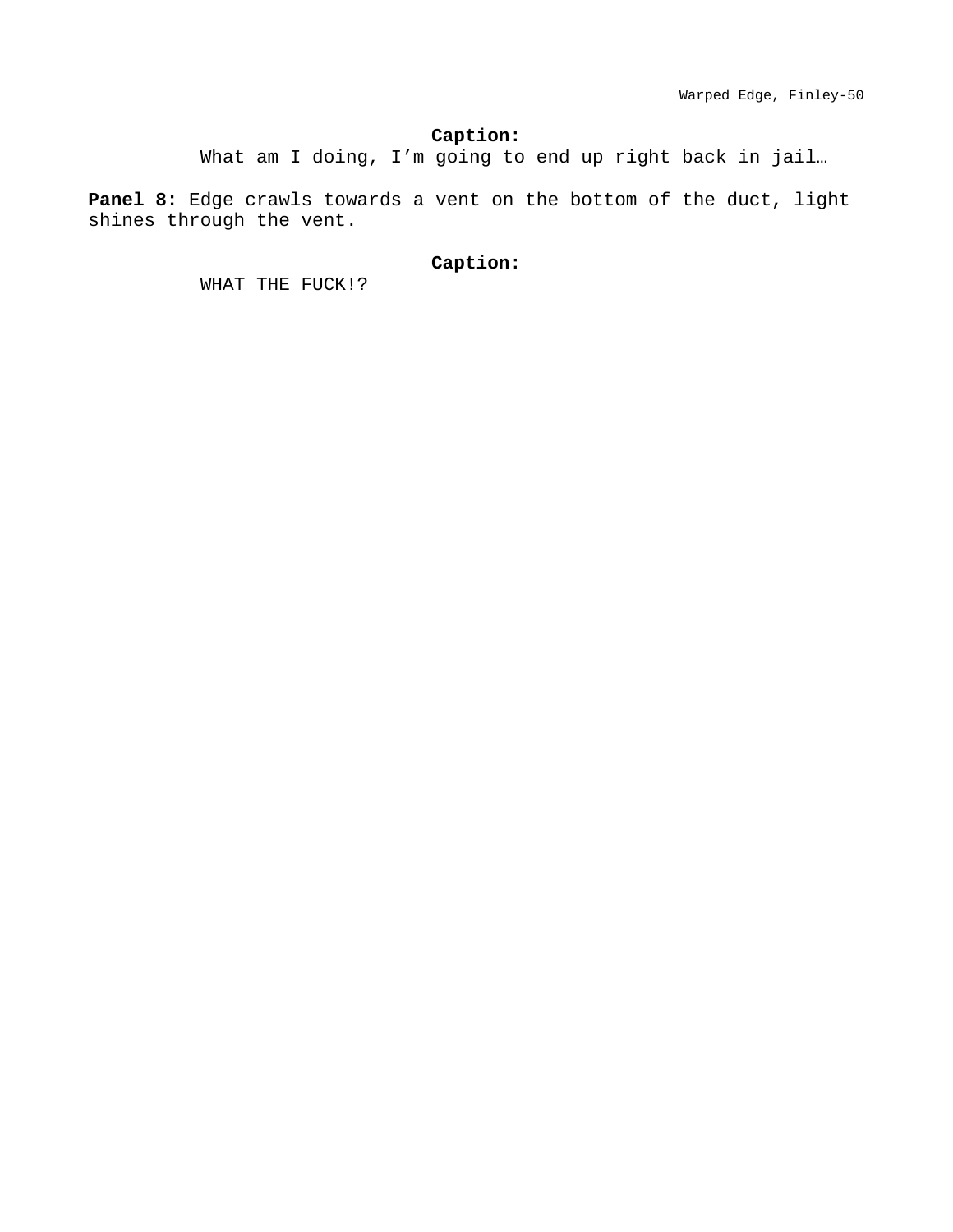**Caption:**

What am I doing, I’m going to end up right back in jail…

**Panel 8:** Edge crawls towards a vent on the bottom of the duct, light shines through the vent.

**Caption:**

WHAT THE FUCK!?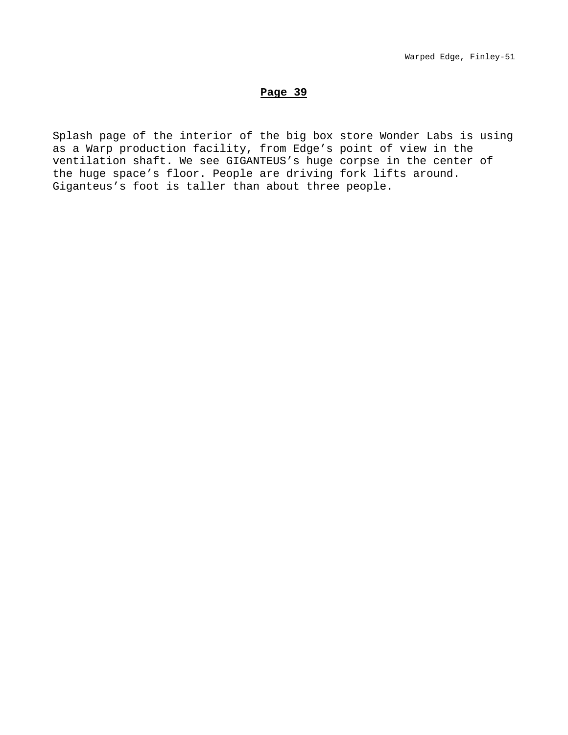## Page 39

Splash page of the interior of the big box store Wonder Labs is using as a Warp production facility, from Edge's point of view in the ventilation shaft. We see GIGANTEUS's huge corpse in the center of the huge space's floor. People are driving fork lifts around. Giganteus's foot is taller than about three people.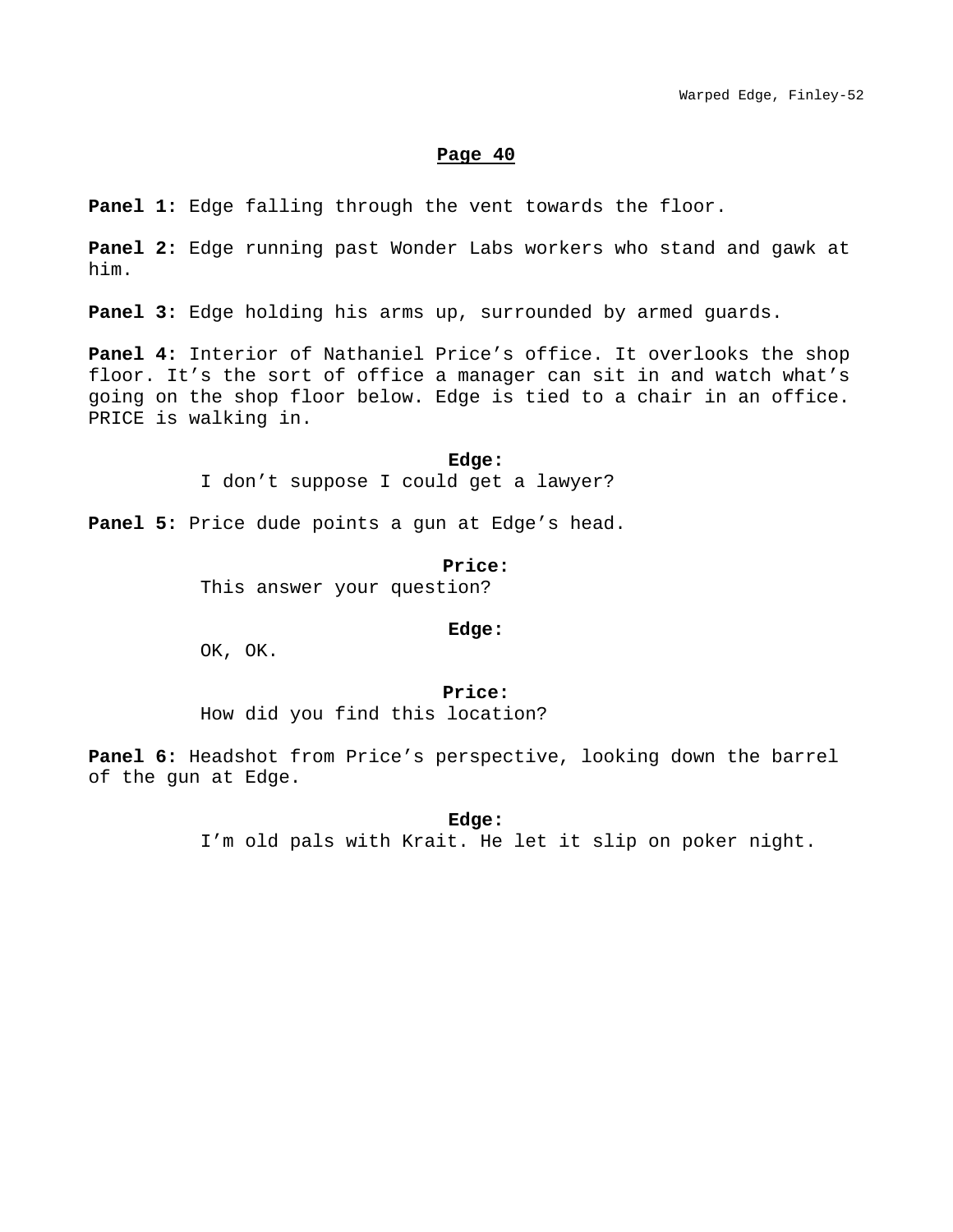## Page 40

**Panel 1:** Edge falling through the vent towards the floor.

**Panel 2:** Edge running past Wonder Labs workers who stand and gawk at him.

**Panel 3:** Edge holding his arms up, surrounded by armed guards.

**Panel 4:** Interior of Nathaniel Price's office. It overlooks the shop floor. It's the sort of office a manager can sit in and watch what's going on the shop floor below. Edge is tied to a chair in an office. PRICE is walking in.

**Edge:**
I don't suppose I could get a lawyer?

**Panel 5:** Price dude points a gun at Edge's head.

**Price:**
This answer your question?

**Edge:**
OK, OK.

**Price:**
How did you find this location?

**Panel 6:** Headshot from Price's perspective, looking down the barrel of the gun at Edge.

**Edge:**
I'm old pals with Krait. He let it slip on poker night.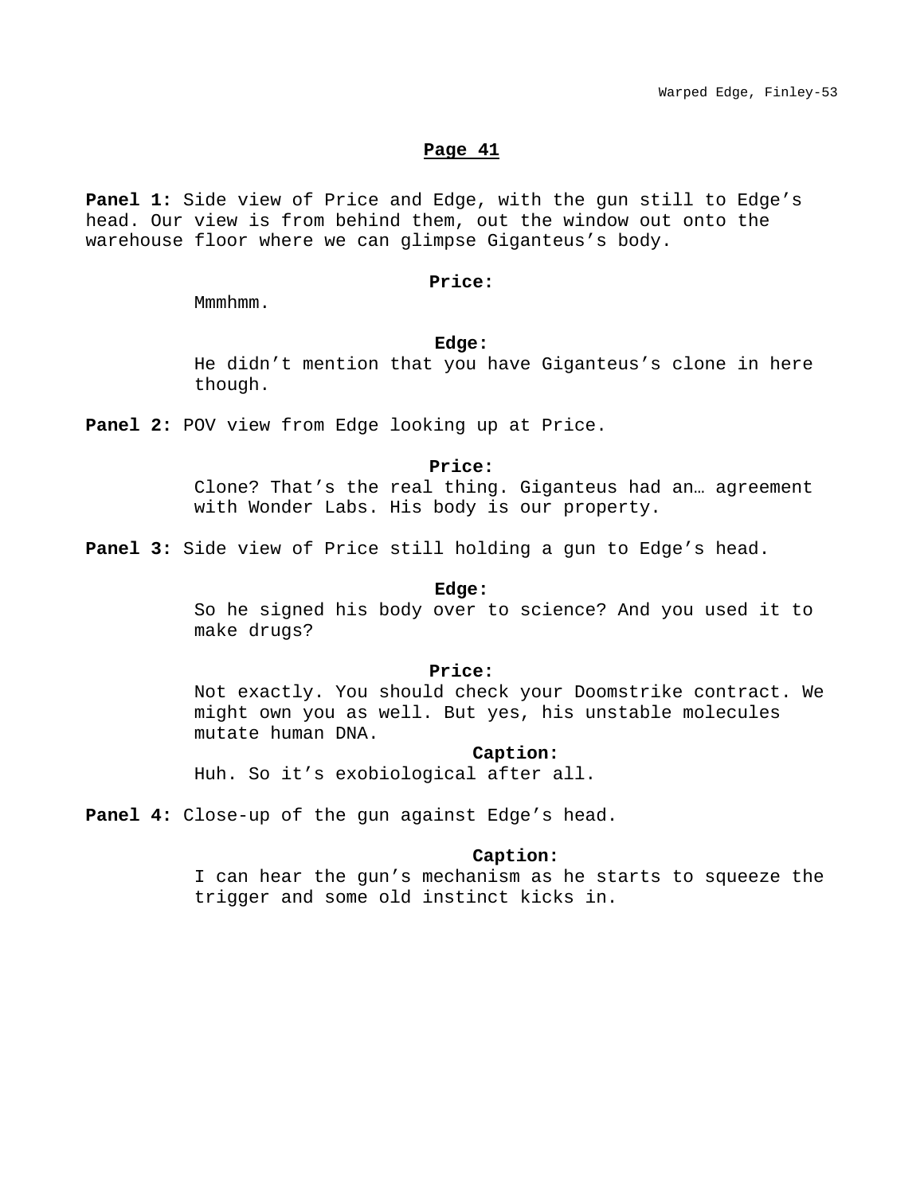## Page 41

**Panel 1:** Side view of Price and Edge, with the gun still to Edge's head. Our view is from behind them, out the window out onto the warehouse floor where we can glimpse Giganteus's body.

**Price:**
Mmmhmm.

**Edge:**
He didn't mention that you have Giganteus's clone in here though.

**Panel 2:** POV view from Edge looking up at Price.

**Price:**
Clone? That's the real thing. Giganteus had an… agreement with Wonder Labs. His body is our property.

**Panel 3:** Side view of Price still holding a gun to Edge's head.

**Edge:**
So he signed his body over to science? And you used it to make drugs?

**Price:**
Not exactly. You should check your Doomstrike contract. We might own you as well. But yes, his unstable molecules mutate human DNA.

**Caption:**
Huh. So it's exobiological after all.

**Panel 4:** Close-up of the gun against Edge's head.

**Caption:**
I can hear the gun's mechanism as he starts to squeeze the trigger and some old instinct kicks in.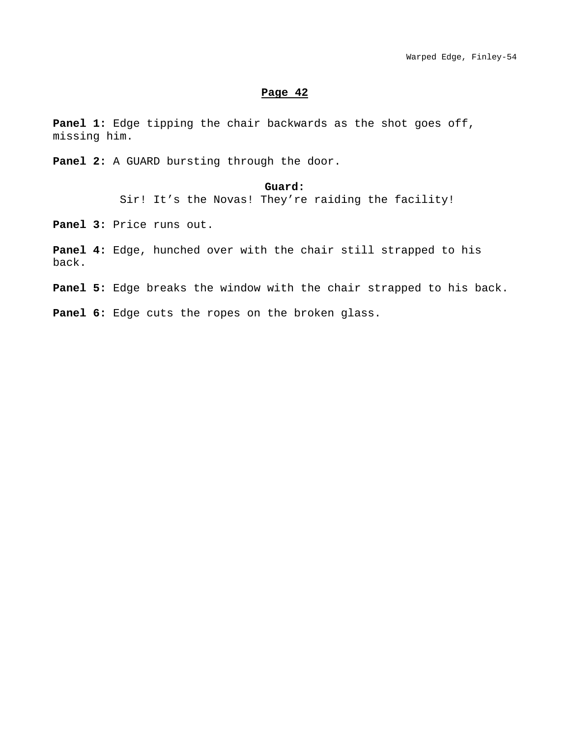## Page 42

**Panel 1:** Edge tipping the chair backwards as the shot goes off, missing him.

**Panel 2:** A GUARD bursting through the door.

**Guard:**
Sir! It's the Novas! They're raiding the facility!

**Panel 3:** Price runs out.

**Panel 4:** Edge, hunched over with the chair still strapped to his back.

**Panel 5:** Edge breaks the window with the chair strapped to his back.

**Panel 6:** Edge cuts the ropes on the broken glass.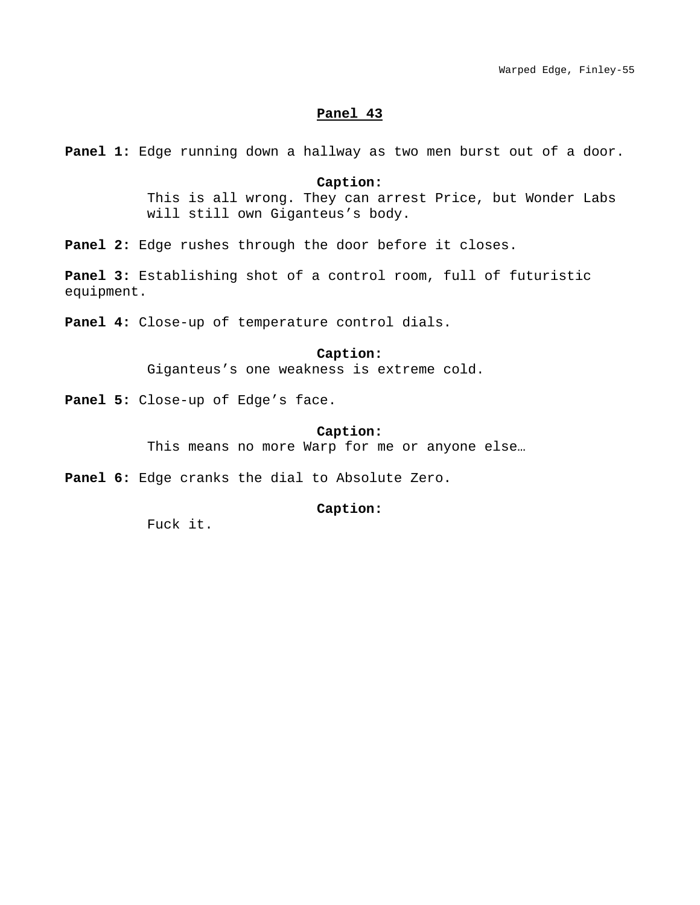## Panel 43

**Panel 1:** Edge running down a hallway as two men burst out of a door.

**Caption:**
This is all wrong. They can arrest Price, but Wonder Labs will still own Giganteus's body.

**Panel 2:** Edge rushes through the door before it closes.

**Panel 3:** Establishing shot of a control room, full of futuristic equipment.

**Panel 4:** Close-up of temperature control dials.

**Caption:**
Giganteus's one weakness is extreme cold.

**Panel 5:** Close-up of Edge's face.

**Caption:**
This means no more Warp for me or anyone else…

**Panel 6:** Edge cranks the dial to Absolute Zero.

**Caption:**
Fuck it.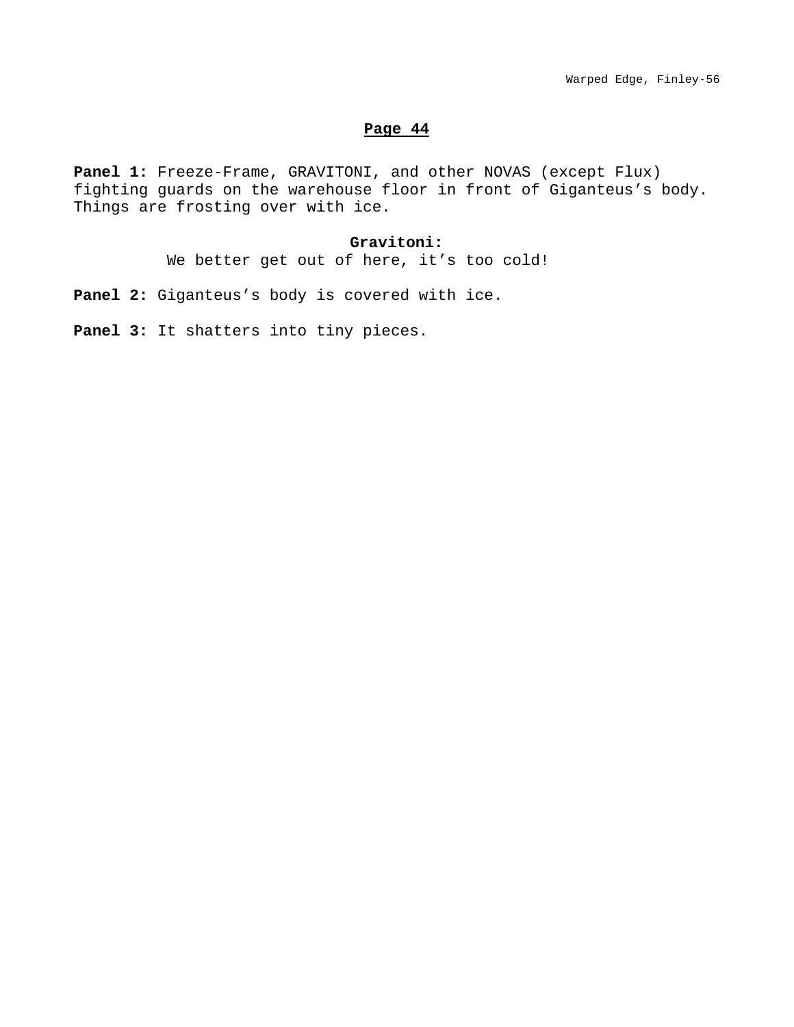## Page 44

**Panel 1:** Freeze-Frame, GRAVITONI, and other NOVAS (except Flux) fighting guards on the warehouse floor in front of Giganteus's body. Things are frosting over with ice.

**Gravitoni:**
We better get out of here, it's too cold!

**Panel 2:** Giganteus's body is covered with ice.

**Panel 3:** It shatters into tiny pieces.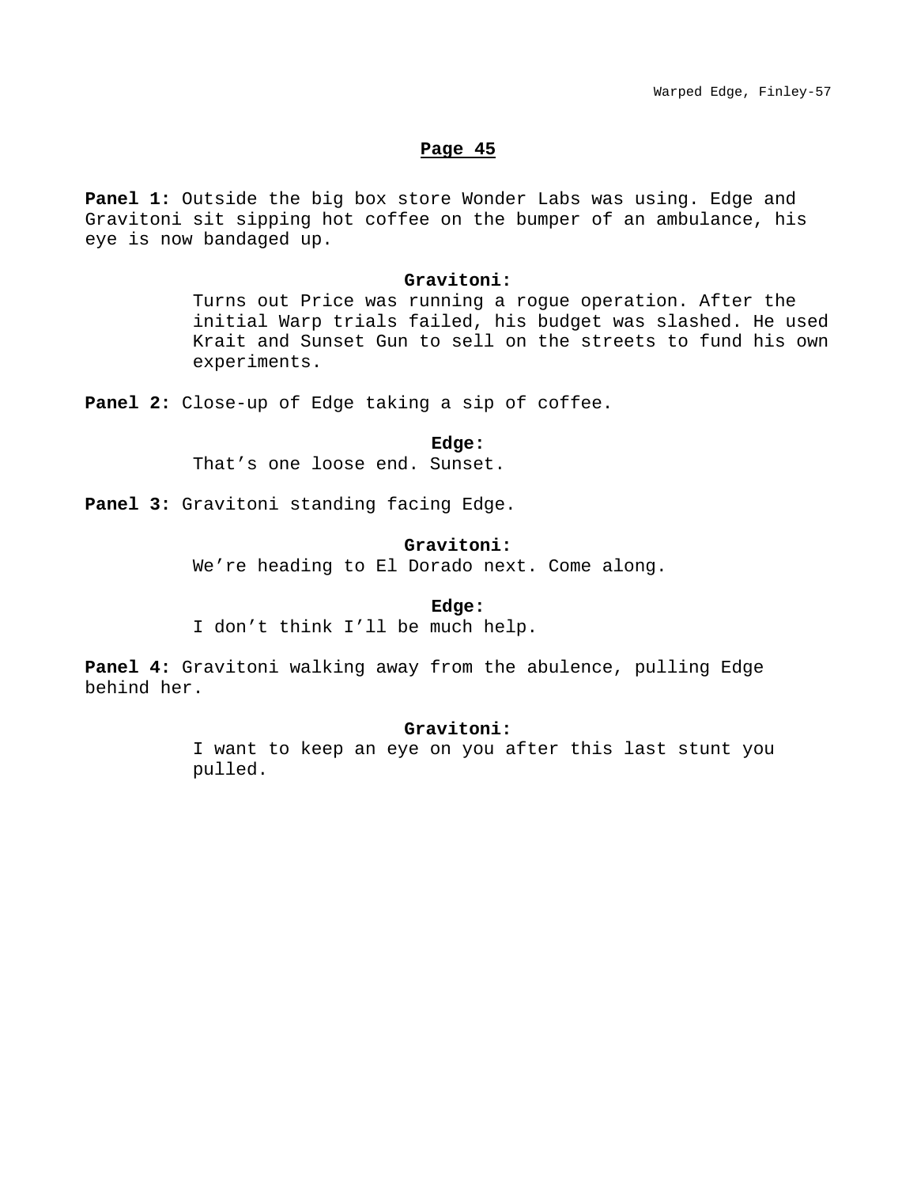## Page 45

**Panel 1:** Outside the big box store Wonder Labs was using. Edge and Gravitoni sit sipping hot coffee on the bumper of an ambulance, his eye is now bandaged up.

**Gravitoni:**
Turns out Price was running a rogue operation. After the initial Warp trials failed, his budget was slashed. He used Krait and Sunset Gun to sell on the streets to fund his own experiments.

**Panel 2:** Close-up of Edge taking a sip of coffee.

**Edge:**
That's one loose end. Sunset.

**Panel 3:** Gravitoni standing facing Edge.

**Gravitoni:**
We're heading to El Dorado next. Come along.

**Edge:**
I don't think I'll be much help.

**Panel 4:** Gravitoni walking away from the abulence, pulling Edge behind her.

**Gravitoni:**
I want to keep an eye on you after this last stunt you pulled.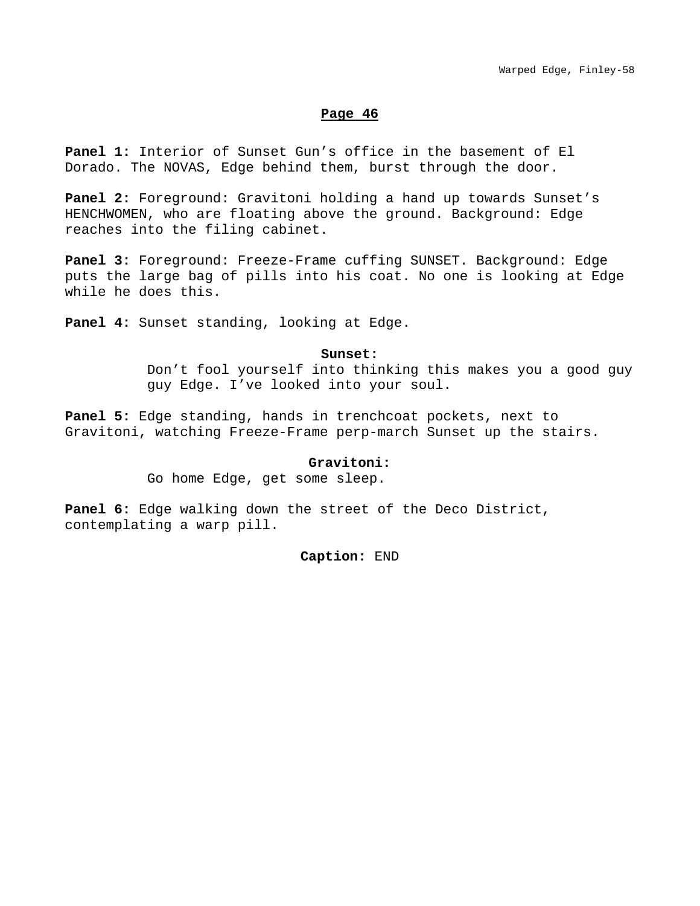**Page 46**

**Panel 1:** Interior of Sunset Gun's office in the basement of El Dorado. The NOVAS, Edge behind them, burst through the door.

**Panel 2:** Foreground: Gravitoni holding a hand up towards Sunset's HENCHWOMEN, who are floating above the ground. Background: Edge reaches into the filing cabinet.

**Panel 3:** Foreground: Freeze-Frame cuffing SUNSET. Background: Edge puts the large bag of pills into his coat. No one is looking at Edge while he does this.

**Panel 4:** Sunset standing, looking at Edge.

**Sunset:**
Don't fool yourself into thinking this makes you a good guy guy Edge. I've looked into your soul.

**Panel 5:** Edge standing, hands in trenchcoat pockets, next to Gravitoni, watching Freeze-Frame perp-march Sunset up the stairs.

**Gravitoni:**
Go home Edge, get some sleep.

**Panel 6:** Edge walking down the street of the Deco District, contemplating a warp pill.

**Caption:** END